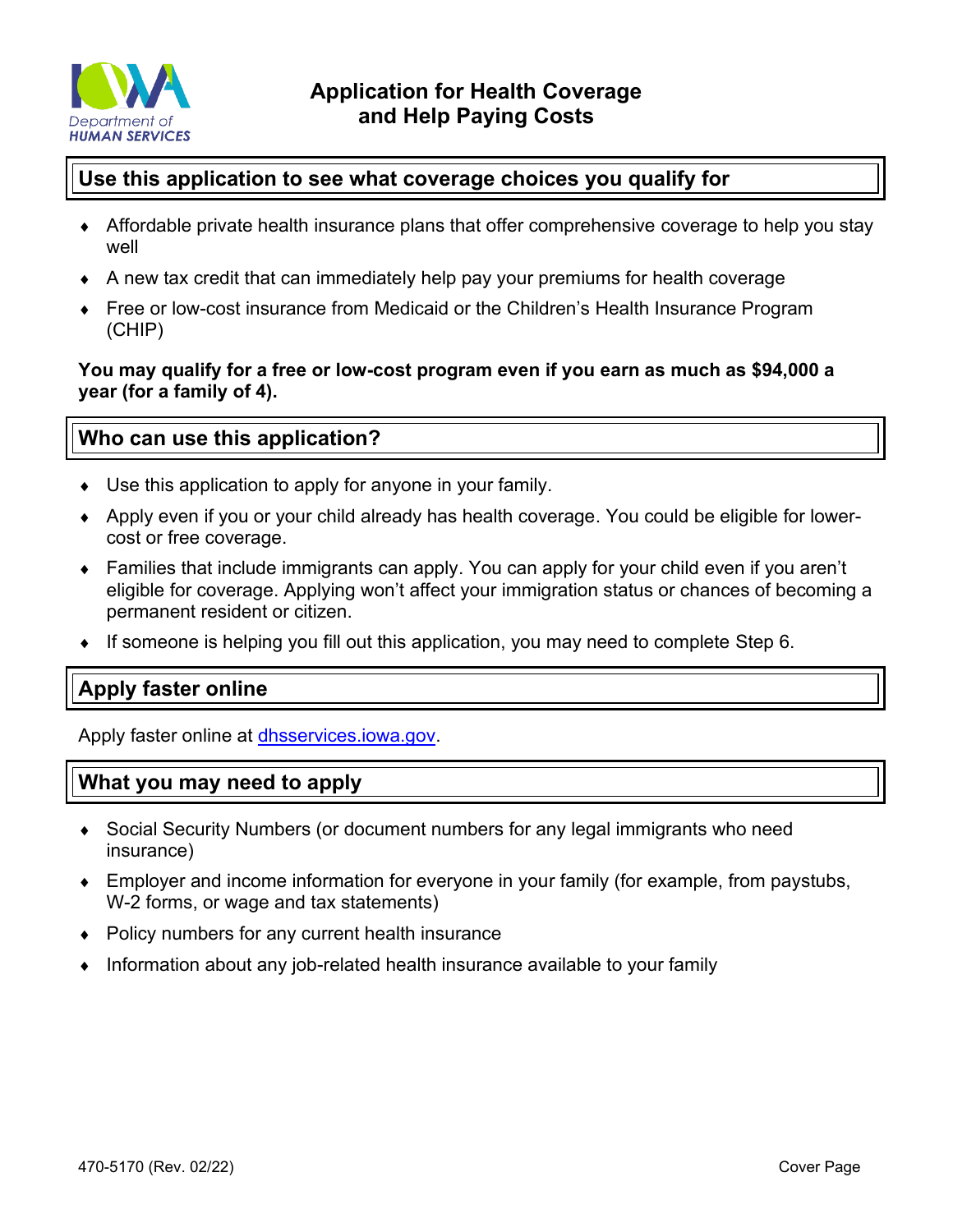Iowa Department of Human Services

# Application for Health Coverage and Help Paying Costs

## Use this application to see what coverage choices you qualify for

- Affordable private health insurance plans that offer comprehensive coverage to help you stay well
- A new tax credit that can immediately help pay your premiums for health coverage
- Free or low-cost insurance from Medicaid or the Children's Health Insurance Program (CHIP)

**You may qualify for a free or low-cost program even if you earn as much as $94,000 a year (for a family of 4).**

## Who can use this application?

- Use this application to apply for anyone in your family.
- Apply even if you or your child already has health coverage. You could be eligible for lower-cost or free coverage.
- Families that include immigrants can apply. You can apply for your child even if you aren't eligible for coverage. Applying won't affect your immigration status or chances of becoming a permanent resident or citizen.
- If someone is helping you fill out this application, you may need to complete Step 6.

## Apply faster online

Apply faster online at [dhsservices.iowa.gov](dhsservices.iowa.gov).

## What you may need to apply

- Social Security Numbers (or document numbers for any legal immigrants who need insurance)
- Employer and income information for everyone in your family (for example, from paystubs, W-2 forms, or wage and tax statements)
- Policy numbers for any current health insurance
- Information about any job-related health insurance available to your family

470-5170 (Rev. 02/22) Cover Page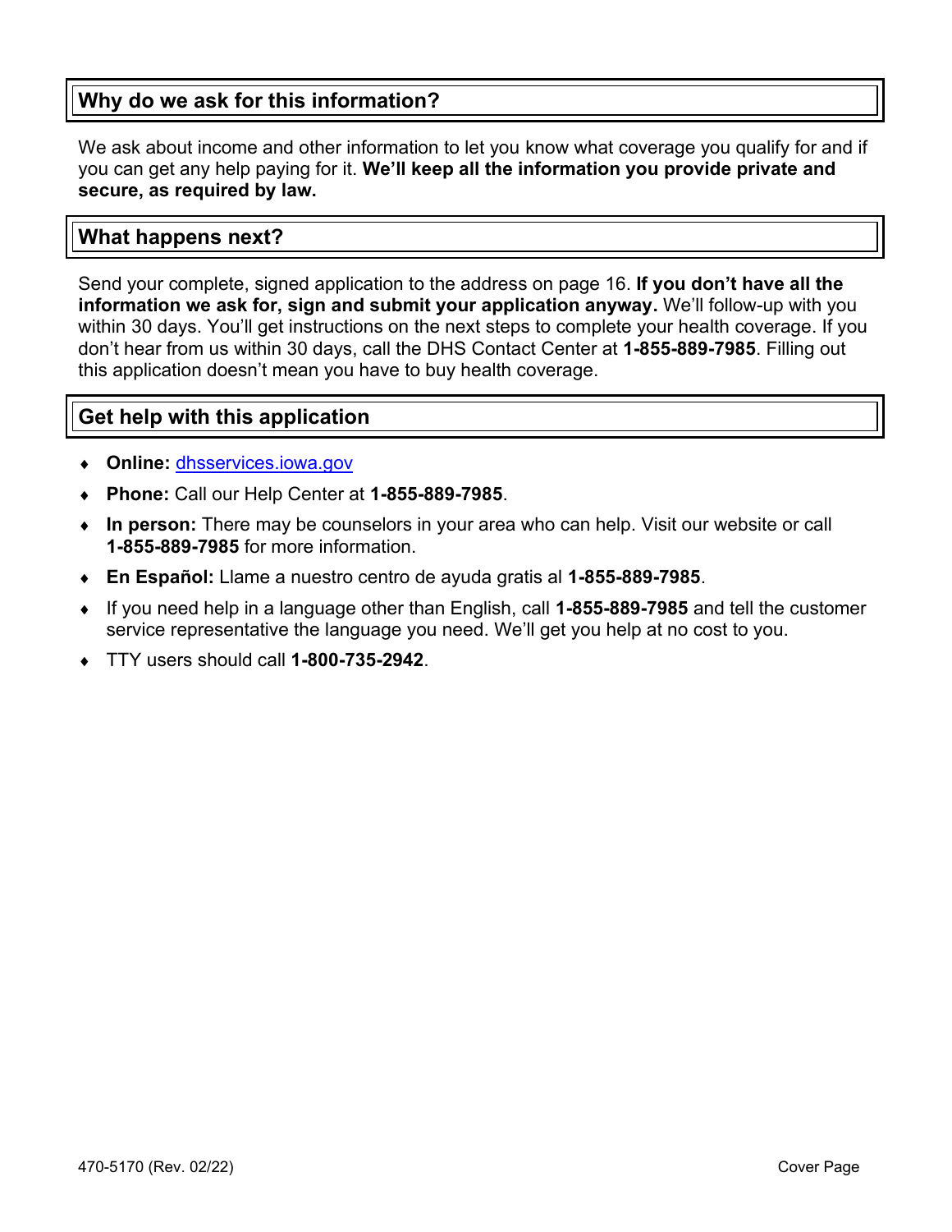## Why do we ask for this information?

We ask about income and other information to let you know what coverage you qualify for and if you can get any help paying for it. **We'll keep all the information you provide private and secure, as required by law.**

## What happens next?

Send your complete, signed application to the address on page 16. **If you don't have all the information we ask for, sign and submit your application anyway.** We'll follow-up with you within 30 days. You'll get instructions on the next steps to complete your health coverage. If you don't hear from us within 30 days, call the DHS Contact Center at **1-855-889-7985**. Filling out this application doesn't mean you have to buy health coverage.

## Get help with this application

- **Online:** [dhsservices.iowa.gov](dhsservices.iowa.gov)
- **Phone:** Call our Help Center at **1-855-889-7985**.
- **In person:** There may be counselors in your area who can help. Visit our website or call **1-855-889-7985** for more information.
- **En Español:** Llame a nuestro centro de ayuda gratis al **1-855-889-7985**.
- If you need help in a language other than English, call **1-855-889-7985** and tell the customer service representative the language you need. We'll get you help at no cost to you.
- TTY users should call **1-800-735-2942**.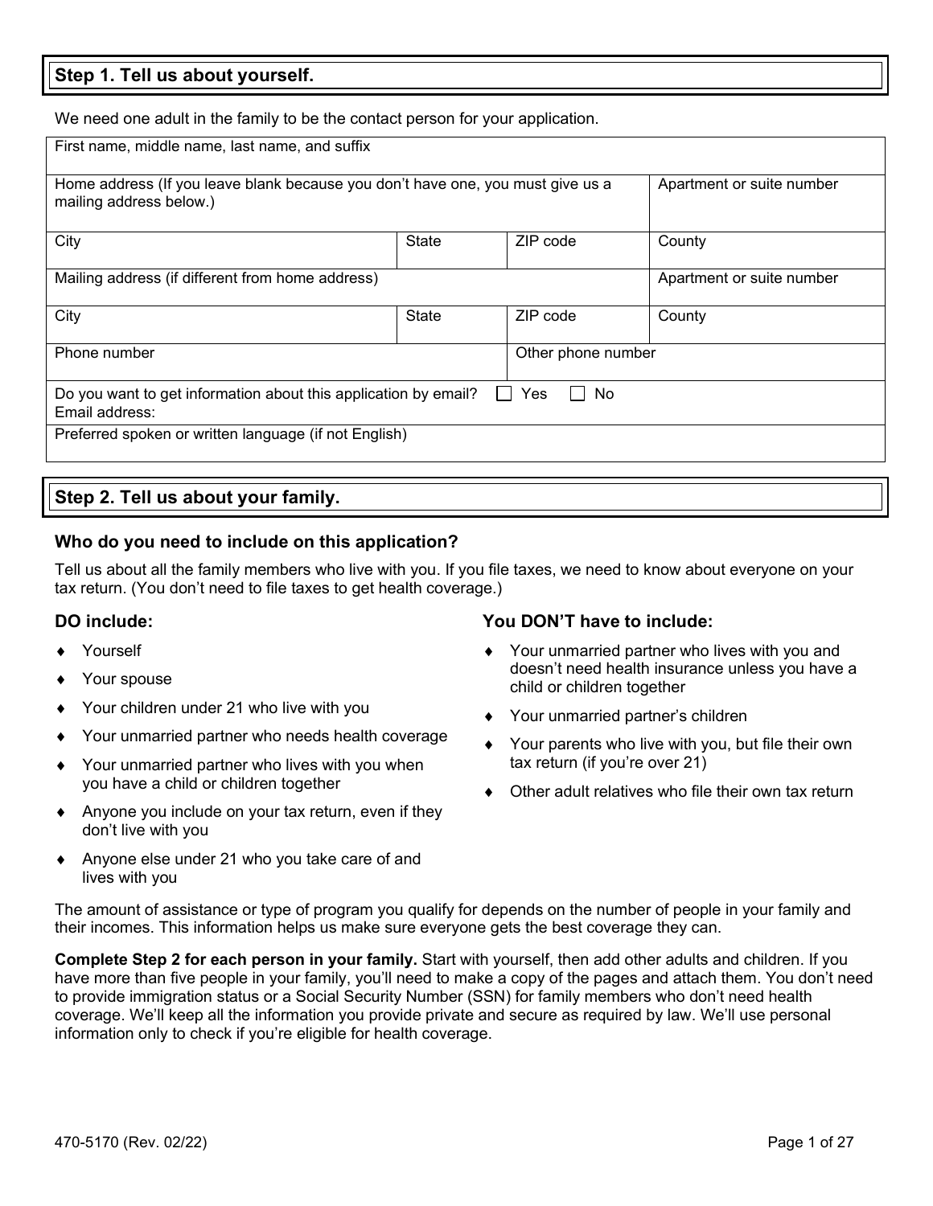## Step 1. Tell us about yourself.

We need one adult in the family to be the contact person for your application.

| First name, middle name, last name, and suffix | | | |
|---|---|---|---|
| Home address (If you leave blank because you don't have one, you must give us a mailing address below.) | | | Apartment or suite number |
| City | State | ZIP code | County |
| Mailing address (if different from home address) | | | Apartment or suite number |
| City | State | ZIP code | County |
| Phone number | | Other phone number | |
| Do you want to get information about this application by email? ☐ Yes ☐ No<br>Email address: | | | |
| Preferred spoken or written language (if not English) | | | |

## Step 2. Tell us about your family.

### Who do you need to include on this application?

Tell us about all the family members who live with you. If you file taxes, we need to know about everyone on your tax return. (You don't need to file taxes to get health coverage.)

### DO include:

- Yourself
- Your spouse
- Your children under 21 who live with you
- Your unmarried partner who needs health coverage
- Your unmarried partner who lives with you when you have a child or children together
- Anyone you include on your tax return, even if they don't live with you
- Anyone else under 21 who you take care of and lives with you

### You DON'T have to include:

- Your unmarried partner who lives with you and doesn't need health insurance unless you have a child or children together
- Your unmarried partner's children
- Your parents who live with you, but file their own tax return (if you're over 21)
- Other adult relatives who file their own tax return

The amount of assistance or type of program you qualify for depends on the number of people in your family and their incomes. This information helps us make sure everyone gets the best coverage they can.

**Complete Step 2 for each person in your family.** Start with yourself, then add other adults and children. If you have more than five people in your family, you'll need to make a copy of the pages and attach them. You don't need to provide immigration status or a Social Security Number (SSN) for family members who don't need health coverage. We'll keep all the information you provide private and secure as required by law. We'll use personal information only to check if you're eligible for health coverage.

470-5170 (Rev. 02/22)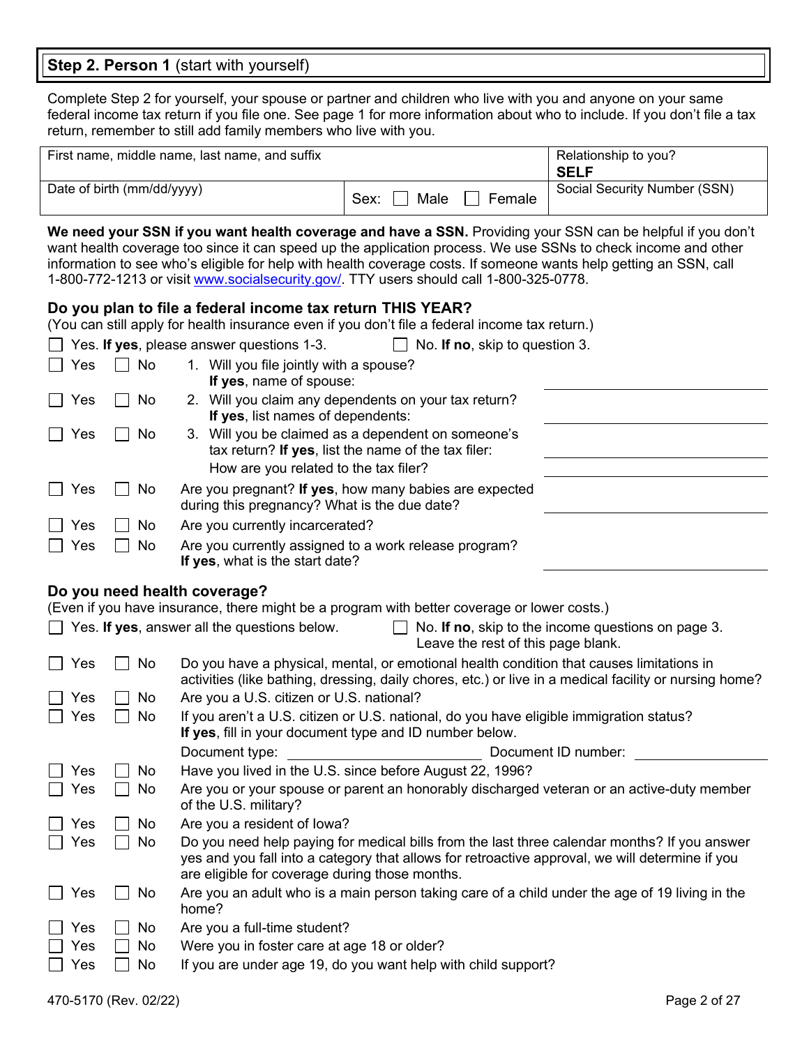## **Step 2. Person 1** (start with yourself)

Complete Step 2 for yourself, your spouse or partner and children who live with you and anyone on your same federal income tax return if you file one. See page 1 for more information about who to include. If you don't file a tax return, remember to still add family members who live with you.

| First name, middle name, last name, and suffix | | Relationship to you? **SELF** |
|---|---|---|
| Date of birth (mm/dd/yyyy) | Sex: ☐ Male ☐ Female | Social Security Number (SSN) |

**We need your SSN if you want health coverage and have a SSN.** Providing your SSN can be helpful if you don't want health coverage too since it can speed up the application process. We use SSNs to check income and other information to see who's eligible for help with health coverage costs. If someone wants help getting an SSN, call 1-800-772-1213 or visit www.socialsecurity.gov/. TTY users should call 1-800-325-0778.

### Do you plan to file a federal income tax return THIS YEAR?

(You can still apply for health insurance even if you don't file a federal income tax return.)

☐ Yes. **If yes**, please answer questions 1-3. ☐ No. **If no**, skip to question 3.

☐ Yes ☐ No 1. Will you file jointly with a spouse? **If yes**, name of spouse: ____________

☐ Yes ☐ No 2. Will you claim any dependents on your tax return? **If yes**, list names of dependents: ____________

☐ Yes ☐ No 3. Will you be claimed as a dependent on someone's tax return? **If yes**, list the name of the tax filer: ____________ How are you related to the tax filer? ____________

☐ Yes ☐ No Are you pregnant? **If yes**, how many babies are expected during this pregnancy? What is the due date? ____________

☐ Yes ☐ No Are you currently incarcerated?

☐ Yes ☐ No Are you currently assigned to a work release program? **If yes**, what is the start date? ____________

### Do you need health coverage?

(Even if you have insurance, there might be a program with better coverage or lower costs.)

☐ Yes. **If yes**, answer all the questions below. ☐ No. **If no**, skip to the income questions on page 3. Leave the rest of this page blank.

☐ Yes ☐ No Do you have a physical, mental, or emotional health condition that causes limitations in activities (like bathing, dressing, daily chores, etc.) or live in a medical facility or nursing home?

☐ Yes ☐ No Are you a U.S. citizen or U.S. national?

☐ Yes ☐ No If you aren't a U.S. citizen or U.S. national, do you have eligible immigration status? **If yes**, fill in your document type and ID number below.

Document type: ____________ Document ID number: ____________

☐ Yes ☐ No Have you lived in the U.S. since before August 22, 1996?

☐ Yes ☐ No Are you or your spouse or parent an honorably discharged veteran or an active-duty member of the U.S. military?

☐ Yes ☐ No Are you a resident of Iowa?

☐ Yes ☐ No Do you need help paying for medical bills from the last three calendar months? If you answer yes and you fall into a category that allows for retroactive approval, we will determine if you are eligible for coverage during those months.

☐ Yes ☐ No Are you an adult who is a main person taking care of a child under the age of 19 living in the home?

☐ Yes ☐ No Are you a full-time student?

☐ Yes ☐ No Were you in foster care at age 18 or older?

☐ Yes ☐ No If you are under age 19, do you want help with child support?

470-5170 (Rev. 02/22)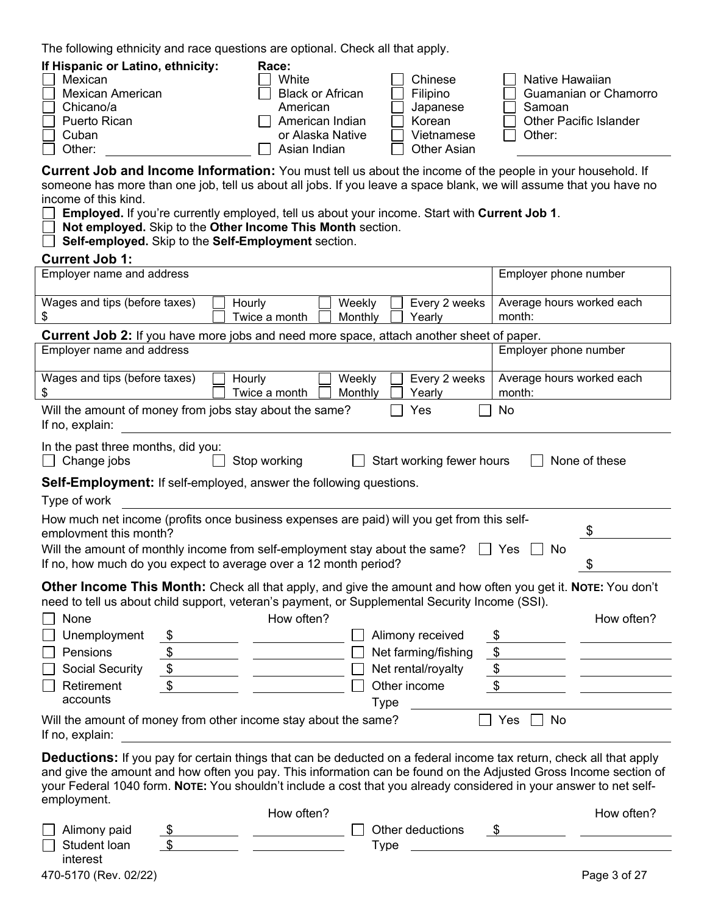The following ethnicity and race questions are optional. Check all that apply.

**If Hispanic or Latino, ethnicity:**

- ☐ Mexican
- ☐ Mexican American
- ☐ Chicano/a
- ☐ Puerto Rican
- ☐ Cuban
- ☐ Other: ____________

**Race:**

- ☐ White
- ☐ Black or African American
- ☐ American Indian or Alaska Native
- ☐ Asian Indian
- ☐ Chinese
- ☐ Filipino
- ☐ Japanese
- ☐ Korean
- ☐ Vietnamese
- ☐ Other Asian
- ☐ Native Hawaiian
- ☐ Guamanian or Chamorro
- ☐ Samoan
- ☐ Other Pacific Islander
- ☐ Other: ____________

**Current Job and Income Information:** You must tell us about the income of the people in your household. If someone has more than one job, tell us about all jobs. If you leave a space blank, we will assume that you have no income of this kind.

- ☐ **Employed.** If you're currently employed, tell us about your income. Start with **Current Job 1**.
- ☐ **Not employed.** Skip to the **Other Income This Month** section.
- ☐ **Self-employed.** Skip to the **Self-Employment** section.

**Current Job 1:**

| Employer name and address | | Employer phone number |
|---|---|---|
| Wages and tips (before taxes) $ | ☐ Hourly ☐ Weekly ☐ Every 2 weeks ☐ Twice a month ☐ Monthly ☐ Yearly | Average hours worked each month: |

**Current Job 2:** If you have more jobs and need more space, attach another sheet of paper.

| Employer name and address | | Employer phone number |
|---|---|---|
| Wages and tips (before taxes) $ | ☐ Hourly ☐ Weekly ☐ Every 2 weeks ☐ Twice a month ☐ Monthly ☐ Yearly | Average hours worked each month: |

Will the amount of money from jobs stay about the same? ☐ Yes ☐ No

If no, explain: ____________

In the past three months, did you:

☐ Change jobs ☐ Stop working ☐ Start working fewer hours ☐ None of these

**Self-Employment:** If self-employed, answer the following questions.

Type of work ____________

How much net income (profits once business expenses are paid) will you get from this self-employment this month? $ ____________

Will the amount of monthly income from self-employment stay about the same? ☐ Yes ☐ No

If no, how much do you expect to average over a 12 month period? $ ____________

**Other Income This Month:** Check all that apply, and give the amount and how often you get it. **NOTE:** You don't need to tell us about child support, veteran's payment, or Supplemental Security Income (SSI).

| | Amount | How often? | | Amount | How often? |
|---|---|---|---|---|---|
| ☐ None | | | | | |
| ☐ Unemployment | $ | | ☐ Alimony received | $ | |
| ☐ Pensions | $ | | ☐ Net farming/fishing | $ | |
| ☐ Social Security | $ | | ☐ Net rental/royalty | $ | |
| ☐ Retirement accounts | $ | | ☐ Other income Type ____ | $ | |

Will the amount of money from other income stay about the same? ☐ Yes ☐ No

If no, explain: ____________

**Deductions:** If you pay for certain things that can be deducted on a federal income tax return, check all that apply and give the amount and how often you pay. This information can be found on the Adjusted Gross Income section of your Federal 1040 form. **NOTE:** You shouldn't include a cost that you already considered in your answer to net self-employment.

| | Amount | How often? | | Amount | How often? |
|---|---|---|---|---|---|
| ☐ Alimony paid | $ | | ☐ Other deductions | $ | |
| ☐ Student loan interest | $ | | Type ____ | | |

470-5170 (Rev. 02/22)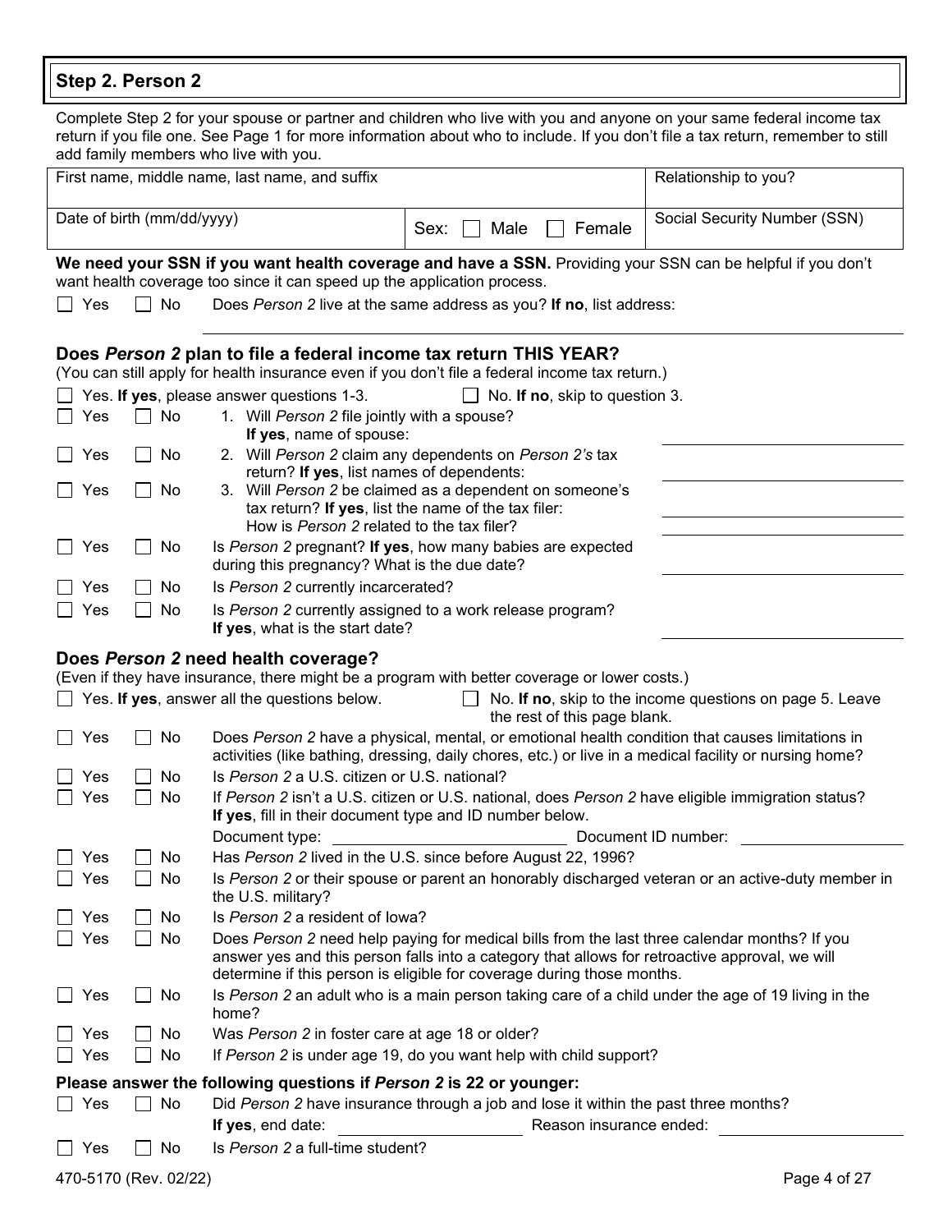## Step 2. Person 2

Complete Step 2 for your spouse or partner and children who live with you and anyone on your same federal income tax return if you file one. See Page 1 for more information about who to include. If you don't file a tax return, remember to still add family members who live with you.

| First name, middle name, last name, and suffix | | Relationship to you? |
|---|---|---|
| Date of birth (mm/dd/yyyy) | Sex: ☐ Male ☐ Female | Social Security Number (SSN) |

**We need your SSN if you want health coverage and have a SSN.** Providing your SSN can be helpful if you don't want health coverage too since it can speed up the application process.

☐ Yes ☐ No Does *Person 2* live at the same address as you? **If no**, list address: ____________________

### Does *Person 2* plan to file a federal income tax return THIS YEAR?

(You can still apply for health insurance even if you don't file a federal income tax return.)

☐ Yes. **If yes**, please answer questions 1-3. ☐ No. **If no**, skip to question 3.

☐ Yes ☐ No 1. Will *Person 2* file jointly with a spouse? **If yes**, name of spouse: ____________________

☐ Yes ☐ No 2. Will *Person 2* claim any dependents on *Person 2's* tax return? **If yes**, list names of dependents: ____________________

☐ Yes ☐ No 3. Will *Person 2* be claimed as a dependent on someone's tax return? **If yes**, list the name of the tax filer: ____________________ How is *Person 2* related to the tax filer? ____________________

☐ Yes ☐ No Is *Person 2* pregnant? **If yes**, how many babies are expected during this pregnancy? What is the due date? ____________________

☐ Yes ☐ No Is *Person 2* currently incarcerated?

☐ Yes ☐ No Is *Person 2* currently assigned to a work release program? **If yes**, what is the start date? ____________________

### Does *Person 2* need health coverage?

(Even if they have insurance, there might be a program with better coverage or lower costs.)

☐ Yes. **If yes**, answer all the questions below. ☐ No. **If no**, skip to the income questions on page 5. Leave the rest of this page blank.

☐ Yes ☐ No Does *Person 2* have a physical, mental, or emotional health condition that causes limitations in activities (like bathing, dressing, daily chores, etc.) or live in a medical facility or nursing home?

☐ Yes ☐ No Is *Person 2* a U.S. citizen or U.S. national?

☐ Yes ☐ No If *Person 2* isn't a U.S. citizen or U.S. national, does *Person 2* have eligible immigration status? **If yes**, fill in their document type and ID number below.

Document type: ____________________ Document ID number: ____________________

☐ Yes ☐ No Has *Person 2* lived in the U.S. since before August 22, 1996?

☐ Yes ☐ No Is *Person 2* or their spouse or parent an honorably discharged veteran or an active-duty member in the U.S. military?

☐ Yes ☐ No Is *Person 2* a resident of Iowa?

☐ Yes ☐ No Does *Person 2* need help paying for medical bills from the last three calendar months? If you answer yes and this person falls into a category that allows for retroactive approval, we will determine if this person is eligible for coverage during those months.

☐ Yes ☐ No Is *Person 2* an adult who is a main person taking care of a child under the age of 19 living in the home?

☐ Yes ☐ No Was *Person 2* in foster care at age 18 or older?

☐ Yes ☐ No If *Person 2* is under age 19, do you want help with child support?

**Please answer the following questions if *Person 2* is 22 or younger:**

☐ Yes ☐ No Did *Person 2* have insurance through a job and lose it within the past three months?

**If yes**, end date: ____________________ Reason insurance ended: ____________________

☐ Yes ☐ No Is *Person 2* a full-time student?

470-5170 (Rev. 02/22)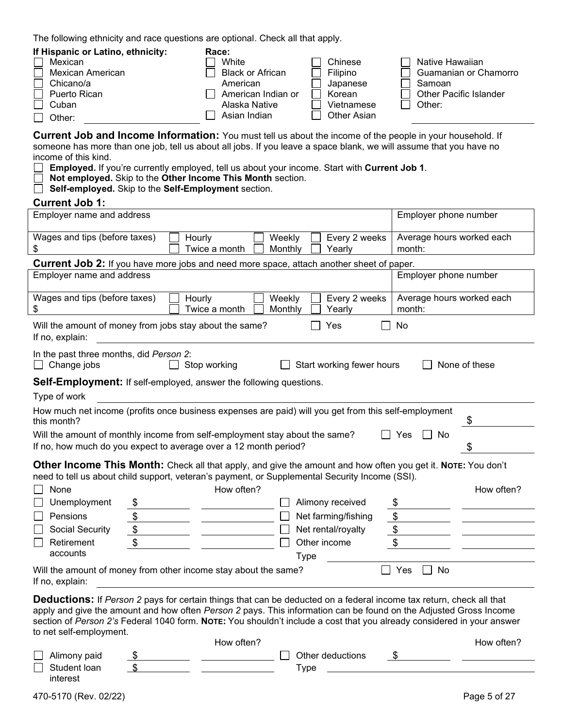The following ethnicity and race questions are optional. Check all that apply.

**If Hispanic or Latino, ethnicity:**

- ☐ Mexican
- ☐ Mexican American
- ☐ Chicano/a
- ☐ Puerto Rican
- ☐ Cuban
- ☐ Other: ____________

**Race:**

- ☐ White
- ☐ Black or African American
- ☐ American Indian or Alaska Native
- ☐ Asian Indian
- ☐ Chinese
- ☐ Filipino
- ☐ Japanese
- ☐ Korean
- ☐ Vietnamese
- ☐ Other Asian
- ☐ Native Hawaiian
- ☐ Guamanian or Chamorro
- ☐ Samoan
- ☐ Other Pacific Islander
- ☐ Other: ____________

**Current Job and Income Information:** You must tell us about the income of the people in your household. If someone has more than one job, tell us about all jobs. If you leave a space blank, we will assume that you have no income of this kind.

- ☐ **Employed.** If you're currently employed, tell us about your income. Start with **Current Job 1**.
- ☐ **Not employed.** Skip to the **Other Income This Month** section.
- ☐ **Self-employed.** Skip to the **Self-Employment** section.

### Current Job 1:

| Employer name and address | | Employer phone number |
|---|---|---|
| Wages and tips (before taxes) $ | ☐ Hourly ☐ Weekly ☐ Every 2 weeks ☐ Twice a month ☐ Monthly ☐ Yearly | Average hours worked each month: |

**Current Job 2:** If you have more jobs and need more space, attach another sheet of paper.

| Employer name and address | | Employer phone number |
|---|---|---|
| Wages and tips (before taxes) $ | ☐ Hourly ☐ Weekly ☐ Every 2 weeks ☐ Twice a month ☐ Monthly ☐ Yearly | Average hours worked each month: |

Will the amount of money from jobs stay about the same? ☐ Yes ☐ No

If no, explain: ____________

In the past three months, did *Person 2*:

☐ Change jobs ☐ Stop working ☐ Start working fewer hours ☐ None of these

**Self-Employment:** If self-employed, answer the following questions.

Type of work ____________

How much net income (profits once business expenses are paid) will you get from this self-employment this month? $ ____________

Will the amount of monthly income from self-employment stay about the same? ☐ Yes ☐ No

If no, how much do you expect to average over a 12 month period? $ ____________

**Other Income This Month:** Check all that apply, and give the amount and how often you get it. **Note:** You don't need to tell us about child support, veteran's payment, or Supplemental Security Income (SSI).

| | | How often? | | | How often? |
|---|---|---|---|---|---|
| ☐ None | | | | | |
| ☐ Unemployment | $ | | ☐ Alimony received | $ | |
| ☐ Pensions | $ | | ☐ Net farming/fishing | $ | |
| ☐ Social Security | $ | | ☐ Net rental/royalty | $ | |
| ☐ Retirement accounts | $ | | ☐ Other income | $ | |
| | | | Type | | |

Will the amount of money from other income stay about the same? ☐ Yes ☐ No

If no, explain: ____________

**Deductions:** If *Person 2* pays for certain things that can be deducted on a federal income tax return, check all that apply and give the amount and how often *Person 2* pays. This information can be found on the Adjusted Gross Income section of *Person 2's* Federal 1040 form. **Note:** You shouldn't include a cost that you already considered in your answer to net self-employment.

| | | How often? | | | How often? |
|---|---|---|---|---|---|
| ☐ Alimony paid | $ | | ☐ Other deductions | $ | |
| ☐ Student loan interest | $ | | Type | | |

470-5170 (Rev. 02/22)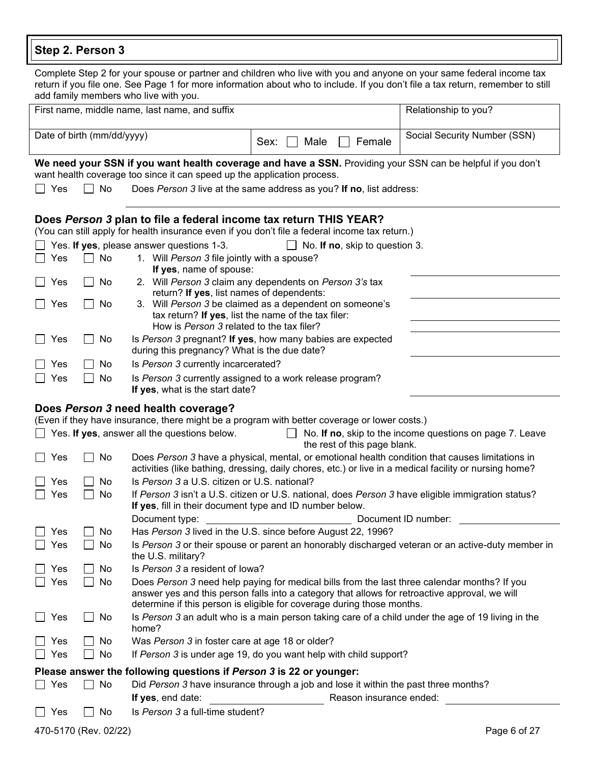## Step 2. Person 3

Complete Step 2 for your spouse or partner and children who live with you and anyone on your same federal income tax return if you file one. See Page 1 for more information about who to include. If you don't file a tax return, remember to still add family members who live with you.

| First name, middle name, last name, and suffix | | Relationship to you? |
|---|---|---|
| Date of birth (mm/dd/yyyy) | Sex: ☐ Male ☐ Female | Social Security Number (SSN) |

**We need your SSN if you want health coverage and have a SSN.** Providing your SSN can be helpful if you don't want health coverage too since it can speed up the application process.

☐ Yes ☐ No Does *Person 3* live at the same address as you? **If no**, list address: ______________________

### Does *Person 3* plan to file a federal income tax return THIS YEAR?

(You can still apply for health insurance even if you don't file a federal income tax return.)

☐ Yes. **If yes**, please answer questions 1-3. ☐ No. **If no**, skip to question 3.

☐ Yes ☐ No 1. Will *Person 3* file jointly with a spouse? **If yes**, name of spouse: ______________________

☐ Yes ☐ No 2. Will *Person 3* claim any dependents on *Person 3's* tax return? **If yes**, list names of dependents: ______________________

☐ Yes ☐ No 3. Will *Person 3* be claimed as a dependent on someone's tax return? **If yes**, list the name of the tax filer: ______________________ How is *Person 3* related to the tax filer? ______________________

☐ Yes ☐ No Is *Person 3* pregnant? **If yes**, how many babies are expected during this pregnancy? What is the due date? ______________________

☐ Yes ☐ No Is *Person 3* currently incarcerated?

☐ Yes ☐ No Is *Person 3* currently assigned to a work release program? **If yes**, what is the start date? ______________________

### Does *Person 3* need health coverage?

(Even if they have insurance, there might be a program with better coverage or lower costs.)

☐ Yes. **If yes**, answer all the questions below. ☐ No. **If no**, skip to the income questions on page 7. Leave the rest of this page blank.

☐ Yes ☐ No Does *Person 3* have a physical, mental, or emotional health condition that causes limitations in activities (like bathing, dressing, daily chores, etc.) or live in a medical facility or nursing home?

☐ Yes ☐ No Is *Person 3* a U.S. citizen or U.S. national?

☐ Yes ☐ No If *Person 3* isn't a U.S. citizen or U.S. national, does *Person 3* have eligible immigration status? **If yes**, fill in their document type and ID number below.

Document type: ______________________ Document ID number: ______________________

☐ Yes ☐ No Has *Person 3* lived in the U.S. since before August 22, 1996?

☐ Yes ☐ No Is *Person 3* or their spouse or parent an honorably discharged veteran or an active-duty member in the U.S. military?

☐ Yes ☐ No Is *Person 3* a resident of Iowa?

☐ Yes ☐ No Does *Person 3* need help paying for medical bills from the last three calendar months? If you answer yes and this person falls into a category that allows for retroactive approval, we will determine if this person is eligible for coverage during those months.

☐ Yes ☐ No Is *Person 3* an adult who is a main person taking care of a child under the age of 19 living in the home?

☐ Yes ☐ No Was *Person 3* in foster care at age 18 or older?

☐ Yes ☐ No If *Person 3* is under age 19, do you want help with child support?

**Please answer the following questions if *Person 3* is 22 or younger:**

☐ Yes ☐ No Did *Person 3* have insurance through a job and lose it within the past three months?

**If yes**, end date: ______________________ Reason insurance ended: ______________________

☐ Yes ☐ No Is *Person 3* a full-time student?

470-5170 (Rev. 02/22)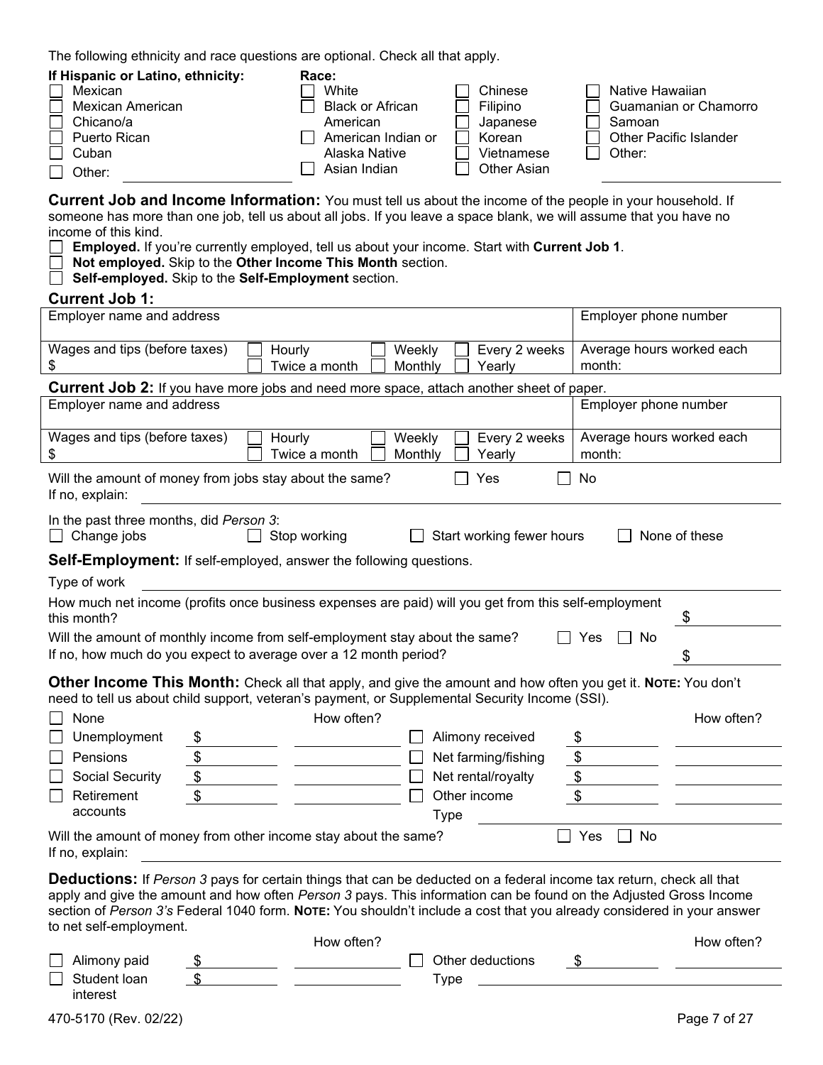The following ethnicity and race questions are optional. Check all that apply.

**If Hispanic or Latino, ethnicity:**

- ☐ Mexican
- ☐ Mexican American
- ☐ Chicano/a
- ☐ Puerto Rican
- ☐ Cuban
- ☐ Other: ____________

**Race:**

- ☐ White
- ☐ Black or African American
- ☐ American Indian or Alaska Native
- ☐ Asian Indian
- ☐ Chinese
- ☐ Filipino
- ☐ Japanese
- ☐ Korean
- ☐ Vietnamese
- ☐ Other Asian
- ☐ Native Hawaiian
- ☐ Guamanian or Chamorro
- ☐ Samoan
- ☐ Other Pacific Islander
- ☐ Other: ____________

**Current Job and Income Information:** You must tell us about the income of the people in your household. If someone has more than one job, tell us about all jobs. If you leave a space blank, we will assume that you have no income of this kind.

- ☐ **Employed.** If you're currently employed, tell us about your income. Start with **Current Job 1**.
- ☐ **Not employed.** Skip to the **Other Income This Month** section.
- ☐ **Self-employed.** Skip to the **Self-Employment** section.

**Current Job 1:**

| Employer name and address | | Employer phone number |
|---|---|---|
| Wages and tips (before taxes) $ | ☐ Hourly ☐ Weekly ☐ Every 2 weeks ☐ Twice a month ☐ Monthly ☐ Yearly | Average hours worked each month: |

**Current Job 2:** If you have more jobs and need more space, attach another sheet of paper.

| Employer name and address | | Employer phone number |
|---|---|---|
| Wages and tips (before taxes) $ | ☐ Hourly ☐ Weekly ☐ Every 2 weeks ☐ Twice a month ☐ Monthly ☐ Yearly | Average hours worked each month: |

Will the amount of money from jobs stay about the same? ☐ Yes ☐ No
If no, explain: ____________

In the past three months, did *Person 3*:
☐ Change jobs ☐ Stop working ☐ Start working fewer hours ☐ None of these

**Self-Employment:** If self-employed, answer the following questions.

Type of work ____________

How much net income (profits once business expenses are paid) will you get from this self-employment this month? $ ________

Will the amount of monthly income from self-employment stay about the same? ☐ Yes ☐ No
If no, how much do you expect to average over a 12 month period? $ ________

**Other Income This Month:** Check all that apply, and give the amount and how often you get it. **NOTE:** You don't need to tell us about child support, veteran's payment, or Supplemental Security Income (SSI).

| | | How often? | | | How often? |
|---|---|---|---|---|---|
| ☐ None | | | | | |
| ☐ Unemployment | $ | | ☐ Alimony received | $ | |
| ☐ Pensions | $ | | ☐ Net farming/fishing | $ | |
| ☐ Social Security | $ | | ☐ Net rental/royalty | $ | |
| ☐ Retirement accounts | $ | | ☐ Other income Type ________ | $ | |

Will the amount of money from other income stay about the same? ☐ Yes ☐ No
If no, explain: ____________

**Deductions:** If *Person 3* pays for certain things that can be deducted on a federal income tax return, check all that apply and give the amount and how often *Person 3* pays. This information can be found on the Adjusted Gross Income section of *Person 3's* Federal 1040 form. **NOTE:** You shouldn't include a cost that you already considered in your answer to net self-employment.

| | | How often? | | | How often? |
|---|---|---|---|---|---|
| ☐ Alimony paid | $ | | ☐ Other deductions | $ | |
| ☐ Student loan interest | $ | | Type ________ | | |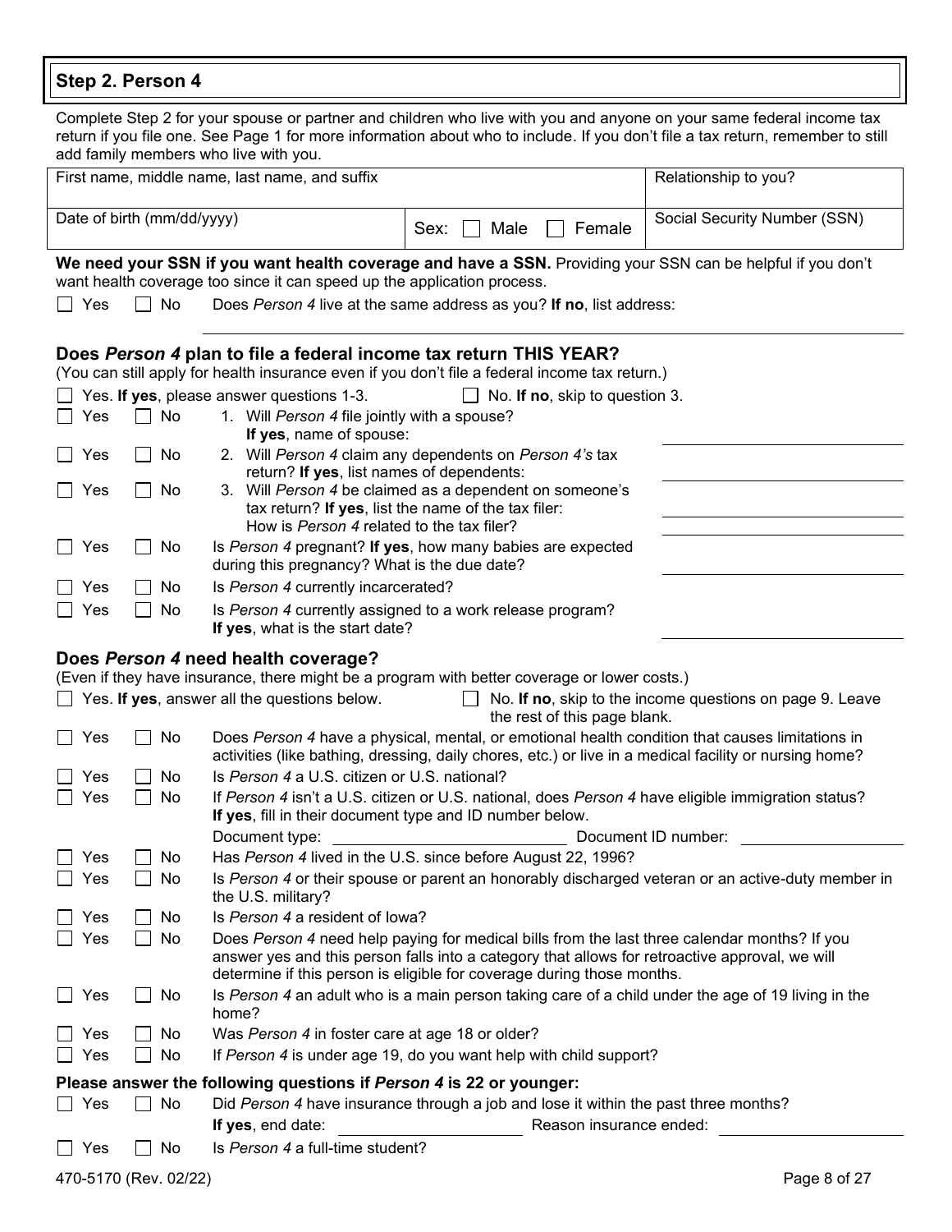## Step 2. Person 4

Complete Step 2 for your spouse or partner and children who live with you and anyone on your same federal income tax return if you file one. See Page 1 for more information about who to include. If you don't file a tax return, remember to still add family members who live with you.

| First name, middle name, last name, and suffix | | Relationship to you? |
|---|---|---|
| Date of birth (mm/dd/yyyy) | Sex: ☐ Male ☐ Female | Social Security Number (SSN) |

**We need your SSN if you want health coverage and have a SSN.** Providing your SSN can be helpful if you don't want health coverage too since it can speed up the application process.

☐ Yes ☐ No Does *Person 4* live at the same address as you? **If no**, list address: ____________________

### Does *Person 4* plan to file a federal income tax return THIS YEAR?

(You can still apply for health insurance even if you don't file a federal income tax return.)

☐ Yes. **If yes**, please answer questions 1-3. ☐ No. **If no**, skip to question 3.

☐ Yes ☐ No 1. Will *Person 4* file jointly with a spouse? **If yes**, name of spouse: ____________________

☐ Yes ☐ No 2. Will *Person 4* claim any dependents on *Person 4's* tax return? **If yes**, list names of dependents: ____________________

☐ Yes ☐ No 3. Will *Person 4* be claimed as a dependent on someone's tax return? **If yes**, list the name of the tax filer: ____________________ How is *Person 4* related to the tax filer? ____________________

☐ Yes ☐ No Is *Person 4* pregnant? **If yes**, how many babies are expected during this pregnancy? What is the due date? ____________________

☐ Yes ☐ No Is *Person 4* currently incarcerated?

☐ Yes ☐ No Is *Person 4* currently assigned to a work release program? **If yes**, what is the start date? ____________________

### Does *Person 4* need health coverage?

(Even if they have insurance, there might be a program with better coverage or lower costs.)

☐ Yes. **If yes**, answer all the questions below. ☐ No. **If no**, skip to the income questions on page 9. Leave the rest of this page blank.

☐ Yes ☐ No Does *Person 4* have a physical, mental, or emotional health condition that causes limitations in activities (like bathing, dressing, daily chores, etc.) or live in a medical facility or nursing home?

☐ Yes ☐ No Is *Person 4* a U.S. citizen or U.S. national?

☐ Yes ☐ No If *Person 4* isn't a U.S. citizen or U.S. national, does *Person 4* have eligible immigration status? **If yes**, fill in their document type and ID number below.

Document type: ____________________ Document ID number: ____________________

☐ Yes ☐ No Has *Person 4* lived in the U.S. since before August 22, 1996?

☐ Yes ☐ No Is *Person 4* or their spouse or parent an honorably discharged veteran or an active-duty member in the U.S. military?

☐ Yes ☐ No Is *Person 4* a resident of Iowa?

☐ Yes ☐ No Does *Person 4* need help paying for medical bills from the last three calendar months? If you answer yes and this person falls into a category that allows for retroactive approval, we will determine if this person is eligible for coverage during those months.

☐ Yes ☐ No Is *Person 4* an adult who is a main person taking care of a child under the age of 19 living in the home?

☐ Yes ☐ No Was *Person 4* in foster care at age 18 or older?

☐ Yes ☐ No If *Person 4* is under age 19, do you want help with child support?

**Please answer the following questions if *Person 4* is 22 or younger:**

☐ Yes ☐ No Did *Person 4* have insurance through a job and lose it within the past three months?

**If yes**, end date: ____________________ Reason insurance ended: ____________________

☐ Yes ☐ No Is *Person 4* a full-time student?

470-5170 (Rev. 02/22)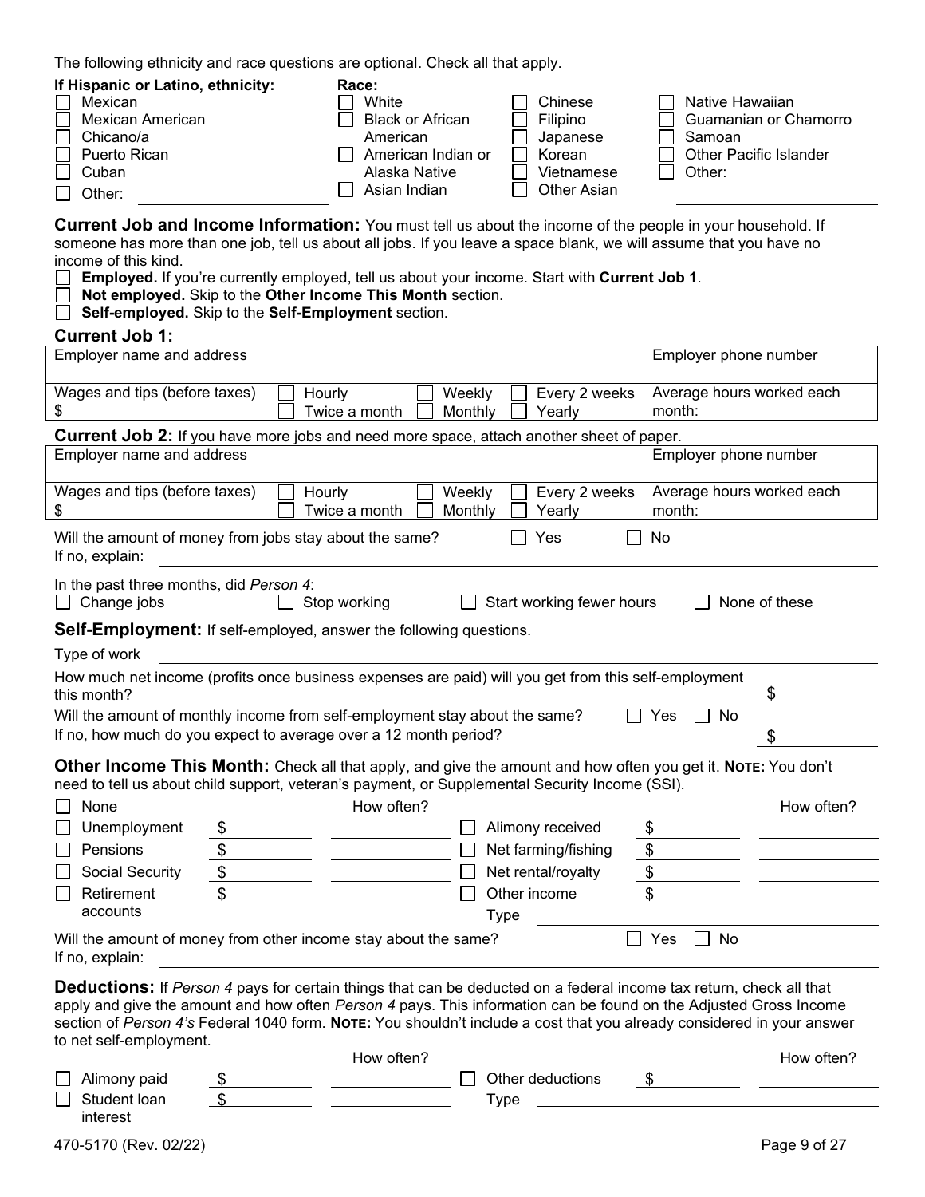The following ethnicity and race questions are optional. Check all that apply.

| If Hispanic or Latino, ethnicity: | Race: | | |
|---|---|---|---|
| ☐ Mexican | ☐ White | ☐ Chinese | ☐ Native Hawaiian |
| ☐ Mexican American | ☐ Black or African American | ☐ Filipino | ☐ Guamanian or Chamorro |
| ☐ Chicano/a | | ☐ Japanese | ☐ Samoan |
| ☐ Puerto Rican | ☐ American Indian or Alaska Native | ☐ Korean | ☐ Other Pacific Islander |
| ☐ Cuban | | ☐ Vietnamese | ☐ Other: |
| ☐ Other: | ☐ Asian Indian | ☐ Other Asian | |

**Current Job and Income Information:** You must tell us about the income of the people in your household. If someone has more than one job, tell us about all jobs. If you leave a space blank, we will assume that you have no income of this kind.

☐ **Employed.** If you're currently employed, tell us about your income. Start with **Current Job 1**.
☐ **Not employed.** Skip to the **Other Income This Month** section.
☐ **Self-employed.** Skip to the **Self-Employment** section.

### Current Job 1:

| Employer name and address | | | | Employer phone number |
|---|---|---|---|---|
| Wages and tips (before taxes) $ | ☐ Hourly ☐ Twice a month | ☐ Weekly ☐ Monthly | ☐ Every 2 weeks ☐ Yearly | Average hours worked each month: |

**Current Job 2:** If you have more jobs and need more space, attach another sheet of paper.

| Employer name and address | | | | Employer phone number |
|---|---|---|---|---|
| Wages and tips (before taxes) $ | ☐ Hourly ☐ Twice a month | ☐ Weekly ☐ Monthly | ☐ Every 2 weeks ☐ Yearly | Average hours worked each month: |

Will the amount of money from jobs stay about the same? ☐ Yes ☐ No
If no, explain: ______

In the past three months, did *Person 4*:
☐ Change jobs ☐ Stop working ☐ Start working fewer hours ☐ None of these

**Self-Employment:** If self-employed, answer the following questions.

Type of work ______

How much net income (profits once business expenses are paid) will you get from this self-employment this month? $ ______

Will the amount of monthly income from self-employment stay about the same? ☐ Yes ☐ No
If no, how much do you expect to average over a 12 month period? $ ______

**Other Income This Month:** Check all that apply, and give the amount and how often you get it. **Note:** You don't need to tell us about child support, veteran's payment, or Supplemental Security Income (SSI).

| | | How often? | | | How often? |
|---|---|---|---|---|---|
| ☐ None | | | | | |
| ☐ Unemployment | $ | | ☐ Alimony received | $ | |
| ☐ Pensions | $ | | ☐ Net farming/fishing | $ | |
| ☐ Social Security | $ | | ☐ Net rental/royalty | $ | |
| ☐ Retirement accounts | $ | | ☐ Other income | $ | |
| | | | Type | | |

Will the amount of money from other income stay about the same? ☐ Yes ☐ No
If no, explain: ______

**Deductions:** If *Person 4* pays for certain things that can be deducted on a federal income tax return, check all that apply and give the amount and how often *Person 4* pays. This information can be found on the Adjusted Gross Income section of *Person 4's* Federal 1040 form. **Note:** You shouldn't include a cost that you already considered in your answer to net self-employment.

| | | How often? | | | How often? |
|---|---|---|---|---|---|
| ☐ Alimony paid | $ | | ☐ Other deductions | $ | |
| ☐ Student loan interest | $ | | Type | | |

470-5170 (Rev. 02/22)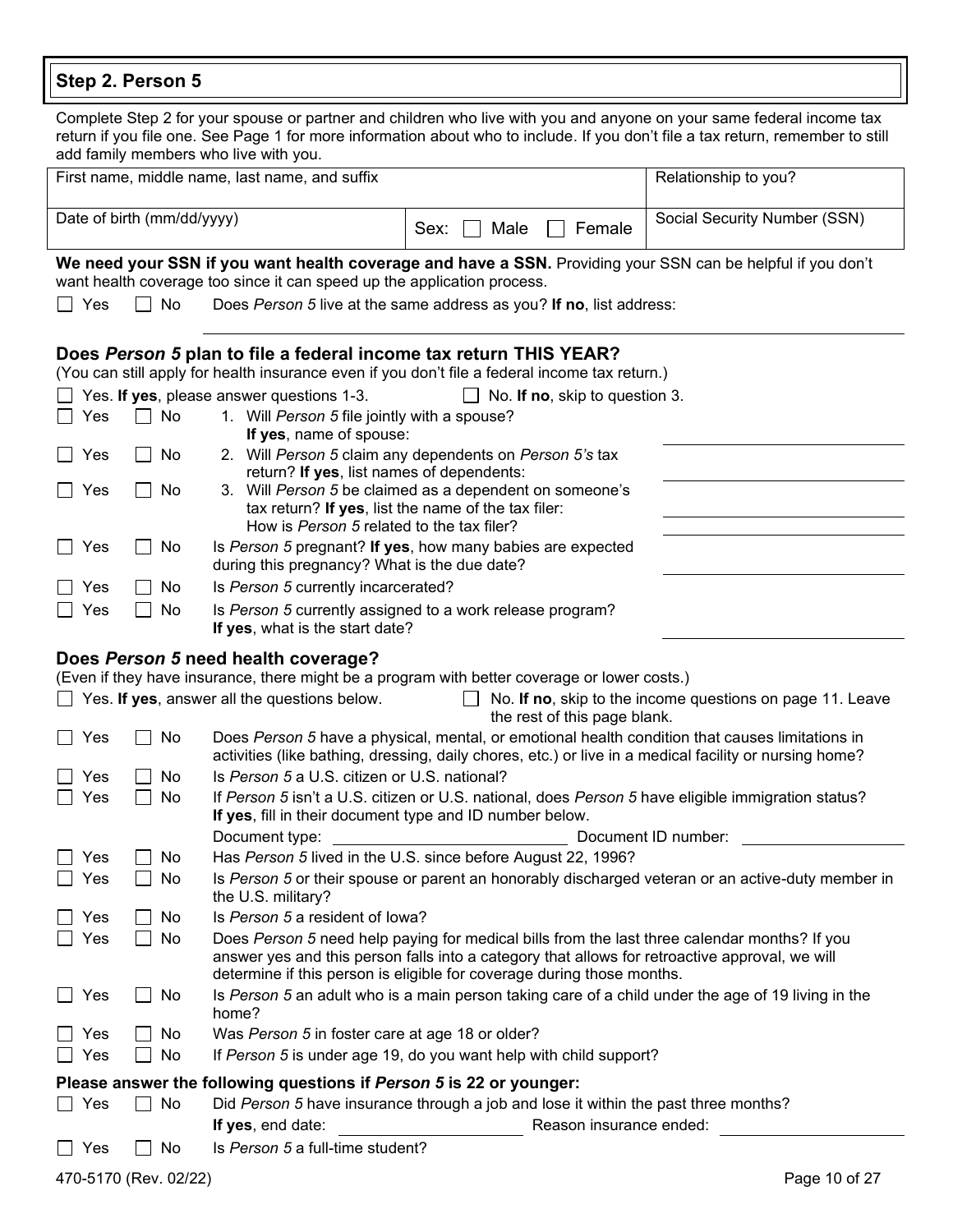## Step 2. Person 5

Complete Step 2 for your spouse or partner and children who live with you and anyone on your same federal income tax return if you file one. See Page 1 for more information about who to include. If you don't file a tax return, remember to still add family members who live with you.

| First name, middle name, last name, and suffix | | Relationship to you? |
|---|---|---|
| Date of birth (mm/dd/yyyy) | Sex: ☐ Male ☐ Female | Social Security Number (SSN) |

**We need your SSN if you want health coverage and have a SSN.** Providing your SSN can be helpful if you don't want health coverage too since it can speed up the application process.

☐ Yes ☐ No Does *Person 5* live at the same address as you? **If no**, list address: ______________________

### Does *Person 5* plan to file a federal income tax return THIS YEAR?

(You can still apply for health insurance even if you don't file a federal income tax return.)

☐ Yes. **If yes**, please answer questions 1-3. ☐ No. **If no**, skip to question 3.

☐ Yes ☐ No 1. Will *Person 5* file jointly with a spouse? **If yes**, name of spouse: ______________________

☐ Yes ☐ No 2. Will *Person 5* claim any dependents on *Person 5's* tax return? **If yes**, list names of dependents: ______________________

☐ Yes ☐ No 3. Will *Person 5* be claimed as a dependent on someone's tax return? **If yes**, list the name of the tax filer: ______________________ How is *Person 5* related to the tax filer? ______________________

☐ Yes ☐ No Is *Person 5* pregnant? **If yes**, how many babies are expected during this pregnancy? What is the due date? ______________________

☐ Yes ☐ No Is *Person 5* currently incarcerated?

☐ Yes ☐ No Is *Person 5* currently assigned to a work release program? **If yes**, what is the start date? ______________________

### Does *Person 5* need health coverage?

(Even if they have insurance, there might be a program with better coverage or lower costs.)

☐ Yes. **If yes**, answer all the questions below. ☐ No. **If no**, skip to the income questions on page 11. Leave the rest of this page blank.

☐ Yes ☐ No Does *Person 5* have a physical, mental, or emotional health condition that causes limitations in activities (like bathing, dressing, daily chores, etc.) or live in a medical facility or nursing home?

☐ Yes ☐ No Is *Person 5* a U.S. citizen or U.S. national?

☐ Yes ☐ No If *Person 5* isn't a U.S. citizen or U.S. national, does *Person 5* have eligible immigration status? **If yes**, fill in their document type and ID number below.

Document type: ______________________ Document ID number: ______________________

☐ Yes ☐ No Has *Person 5* lived in the U.S. since before August 22, 1996?

☐ Yes ☐ No Is *Person 5* or their spouse or parent an honorably discharged veteran or an active-duty member in the U.S. military?

☐ Yes ☐ No Is *Person 5* a resident of Iowa?

☐ Yes ☐ No Does *Person 5* need help paying for medical bills from the last three calendar months? If you answer yes and this person falls into a category that allows for retroactive approval, we will determine if this person is eligible for coverage during those months.

☐ Yes ☐ No Is *Person 5* an adult who is a main person taking care of a child under the age of 19 living in the home?

☐ Yes ☐ No Was *Person 5* in foster care at age 18 or older?

☐ Yes ☐ No If *Person 5* is under age 19, do you want help with child support?

### Please answer the following questions if *Person 5* is 22 or younger:

☐ Yes ☐ No Did *Person 5* have insurance through a job and lose it within the past three months?

**If yes**, end date: ______________________ Reason insurance ended: ______________________

☐ Yes ☐ No Is *Person 5* a full-time student?

470-5170 (Rev. 02/22)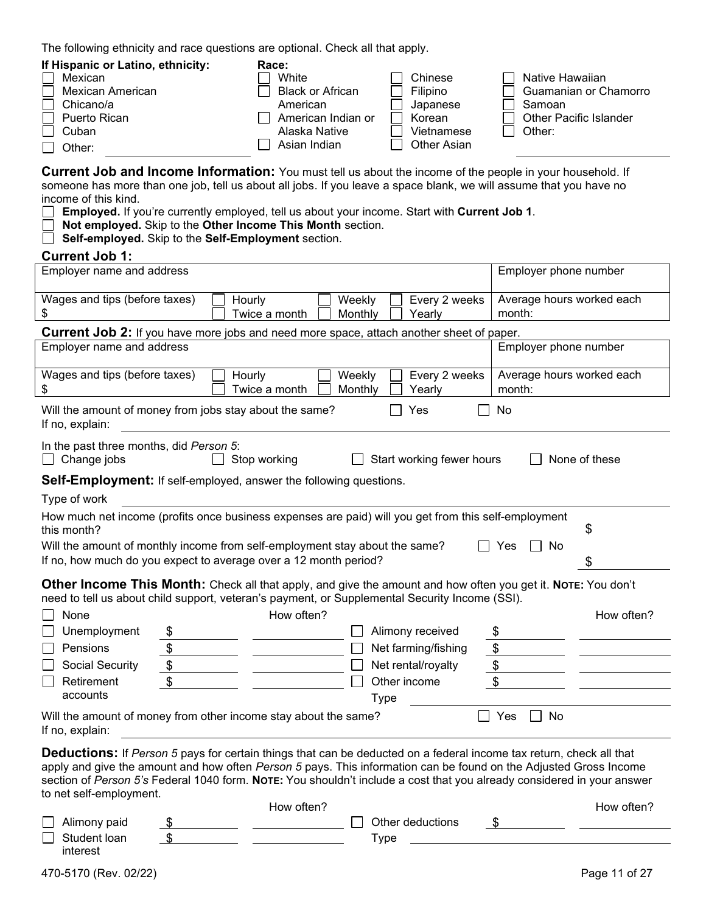The following ethnicity and race questions are optional. Check all that apply.

**If Hispanic or Latino, ethnicity:**

- ☐ Mexican
- ☐ Mexican American
- ☐ Chicano/a
- ☐ Puerto Rican
- ☐ Cuban
- ☐ Other: \_\_\_\_\_\_\_\_\_\_

**Race:**

- ☐ White
- ☐ Black or African American
- ☐ American Indian or Alaska Native
- ☐ Asian Indian
- ☐ Chinese
- ☐ Filipino
- ☐ Japanese
- ☐ Korean
- ☐ Vietnamese
- ☐ Other Asian
- ☐ Native Hawaiian
- ☐ Guamanian or Chamorro
- ☐ Samoan
- ☐ Other Pacific Islander
- ☐ Other: \_\_\_\_\_\_\_\_\_\_

**Current Job and Income Information:** You must tell us about the income of the people in your household. If someone has more than one job, tell us about all jobs. If you leave a space blank, we will assume that you have no income of this kind.

- ☐ **Employed.** If you're currently employed, tell us about your income. Start with **Current Job 1**.
- ☐ **Not employed.** Skip to the **Other Income This Month** section.
- ☐ **Self-employed.** Skip to the **Self-Employment** section.

### Current Job 1:

| Employer name and address | Employer phone number |
| --- | --- |
| Wages and tips (before taxes) $ ☐ Hourly ☐ Twice a month ☐ Weekly ☐ Monthly ☐ Every 2 weeks ☐ Yearly | Average hours worked each month: |

### Current Job 2: If you have more jobs and need more space, attach another sheet of paper.

| Employer name and address | Employer phone number |
| --- | --- |
| Wages and tips (before taxes) $ ☐ Hourly ☐ Twice a month ☐ Weekly ☐ Monthly ☐ Every 2 weeks ☐ Yearly | Average hours worked each month: |

Will the amount of money from jobs stay about the same? ☐ Yes ☐ No

If no, explain: \_\_\_\_\_\_\_\_\_\_

In the past three months, did *Person 5*:

☐ Change jobs ☐ Stop working ☐ Start working fewer hours ☐ None of these

**Self-Employment:** If self-employed, answer the following questions.

Type of work \_\_\_\_\_\_\_\_\_\_

How much net income (profits once business expenses are paid) will you get from this self-employment this month? $ \_\_\_\_\_\_

Will the amount of monthly income from self-employment stay about the same? ☐ Yes ☐ No

If no, how much do you expect to average over a 12 month period? $ \_\_\_\_\_\_

**Other Income This Month:** Check all that apply, and give the amount and how often you get it. **NOTE:** You don't need to tell us about child support, veteran's payment, or Supplemental Security Income (SSI).

| | | How often? | | | How often? |
| --- | --- | --- | --- | --- | --- |
| ☐ None | | | | | |
| ☐ Unemployment | $ | | ☐ Alimony received | $ | |
| ☐ Pensions | $ | | ☐ Net farming/fishing | $ | |
| ☐ Social Security | $ | | ☐ Net rental/royalty | $ | |
| ☐ Retirement accounts | $ | | ☐ Other income | $ | |
| | | | Type | | |

Will the amount of money from other income stay about the same? ☐ Yes ☐ No

If no, explain: \_\_\_\_\_\_\_\_\_\_

**Deductions:** If *Person 5* pays for certain things that can be deducted on a federal income tax return, check all that apply and give the amount and how often *Person 5* pays. This information can be found on the Adjusted Gross Income section of *Person 5's* Federal 1040 form. **NOTE:** You shouldn't include a cost that you already considered in your answer to net self-employment.

| | | How often? | | | How often? |
| --- | --- | --- | --- | --- | --- |
| ☐ Alimony paid | $ | | ☐ Other deductions | $ | |
| ☐ Student loan interest | $ | | Type | | |

470-5170 (Rev. 02/22)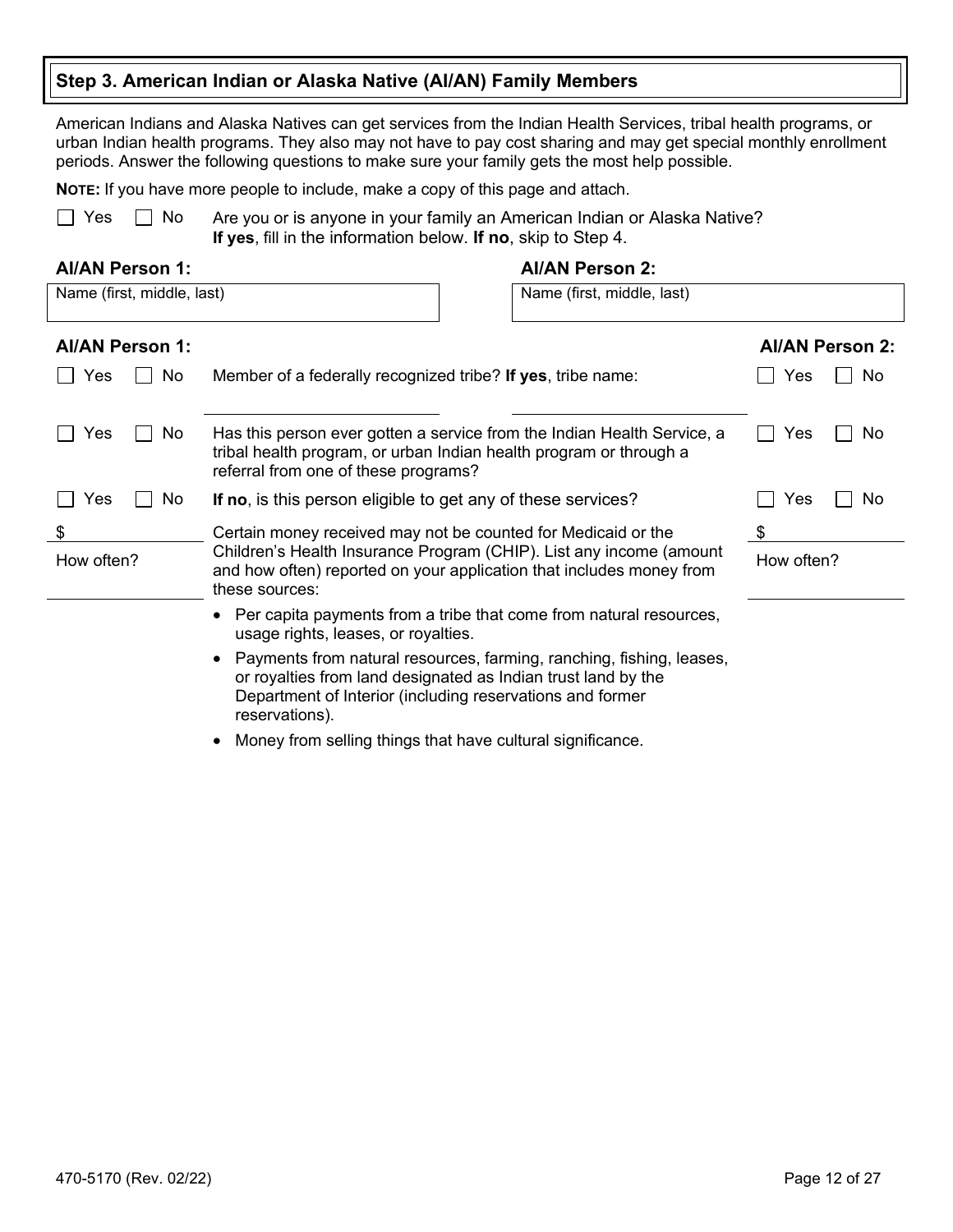## Step 3. American Indian or Alaska Native (AI/AN) Family Members

American Indians and Alaska Natives can get services from the Indian Health Services, tribal health programs, or urban Indian health programs. They also may not have to pay cost sharing and may get special monthly enrollment periods. Answer the following questions to make sure your family gets the most help possible.

**NOTE:** If you have more people to include, make a copy of this page and attach.

☐ Yes ☐ No  Are you or is anyone in your family an American Indian or Alaska Native? **If yes**, fill in the information below. **If no**, skip to Step 4.

| **AI/AN Person 1:** | **AI/AN Person 2:** |
|---|---|
| Name (first, middle, last) | Name (first, middle, last) |

| **AI/AN Person 1:** | | **AI/AN Person 2:** |
|---|---|---|
| ☐ Yes ☐ No | Member of a federally recognized tribe? **If yes**, tribe name: | ☐ Yes ☐ No |
| ________________ | | ________________ |
| ☐ Yes ☐ No | Has this person ever gotten a service from the Indian Health Service, a tribal health program, or urban Indian health program or through a referral from one of these programs? | ☐ Yes ☐ No |
| ☐ Yes ☐ No | **If no**, is this person eligible to get any of these services? | ☐ Yes ☐ No |
| $ ________________ | Certain money received may not be counted for Medicaid or the Children's Health Insurance Program (CHIP). List any income (amount and how often) reported on your application that includes money from these sources: | $ ________________ |
| How often? ________________ | | How often? ________________ |

- Per capita payments from a tribe that come from natural resources, usage rights, leases, or royalties.
- Payments from natural resources, farming, ranching, fishing, leases, or royalties from land designated as Indian trust land by the Department of Interior (including reservations and former reservations).
- Money from selling things that have cultural significance.

470-5170 (Rev. 02/22)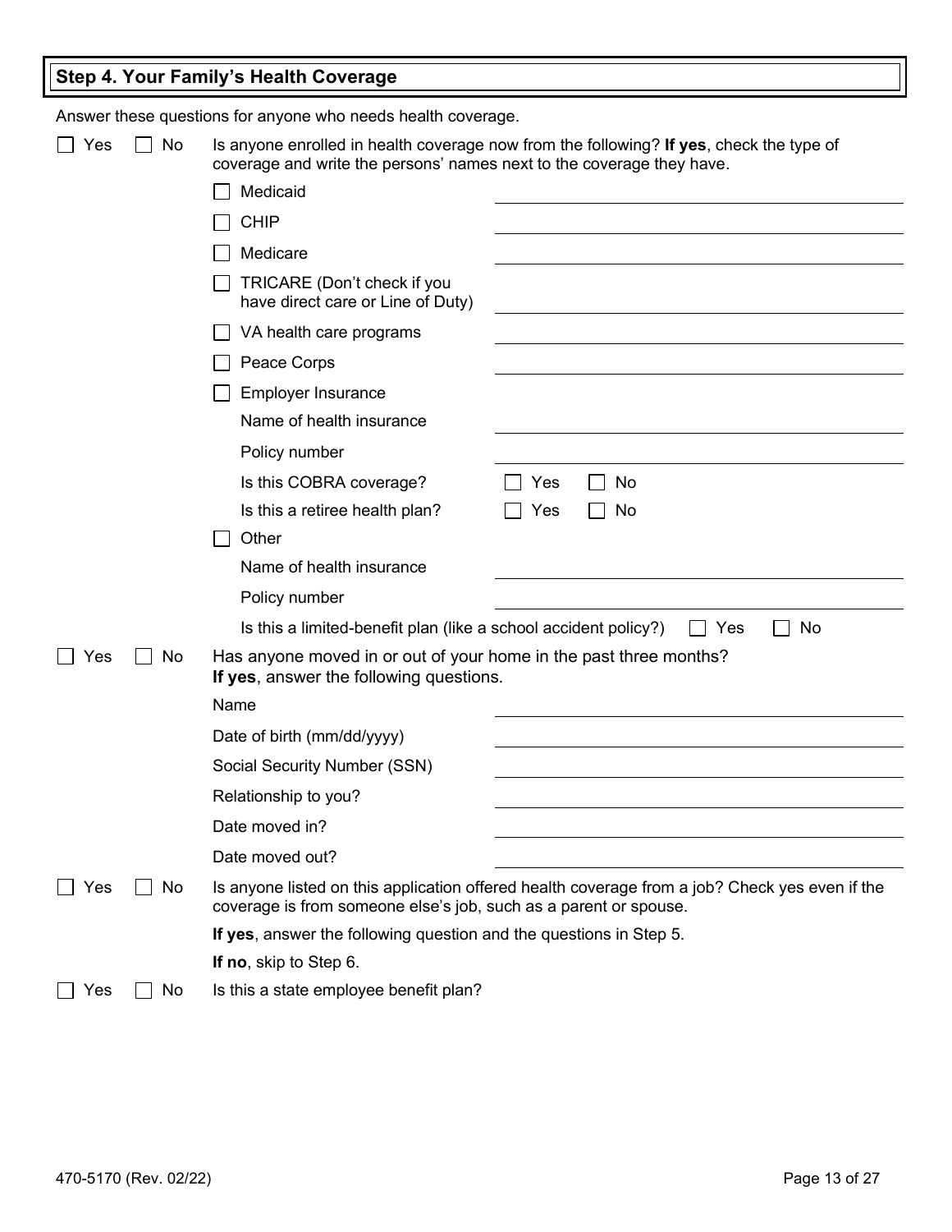## Step 4. Your Family's Health Coverage

Answer these questions for anyone who needs health coverage.

☐ Yes ☐ No Is anyone enrolled in health coverage now from the following? **If yes**, check the type of coverage and write the persons' names next to the coverage they have.

- ☐ Medicaid \_\_\_\_\_\_\_\_\_\_\_\_\_\_\_\_\_\_\_\_
- ☐ CHIP \_\_\_\_\_\_\_\_\_\_\_\_\_\_\_\_\_\_\_\_
- ☐ Medicare \_\_\_\_\_\_\_\_\_\_\_\_\_\_\_\_\_\_\_\_
- ☐ TRICARE (Don't check if you have direct care or Line of Duty) \_\_\_\_\_\_\_\_\_\_\_\_\_\_\_\_\_\_\_\_
- ☐ VA health care programs \_\_\_\_\_\_\_\_\_\_\_\_\_\_\_\_\_\_\_\_
- ☐ Peace Corps \_\_\_\_\_\_\_\_\_\_\_\_\_\_\_\_\_\_\_\_
- ☐ Employer Insurance
  - Name of health insurance \_\_\_\_\_\_\_\_\_\_\_\_\_\_\_\_\_\_\_\_
  - Policy number \_\_\_\_\_\_\_\_\_\_\_\_\_\_\_\_\_\_\_\_
  - Is this COBRA coverage? ☐ Yes ☐ No
  - Is this a retiree health plan? ☐ Yes ☐ No
- ☐ Other
  - Name of health insurance \_\_\_\_\_\_\_\_\_\_\_\_\_\_\_\_\_\_\_\_
  - Policy number \_\_\_\_\_\_\_\_\_\_\_\_\_\_\_\_\_\_\_\_
  - Is this a limited-benefit plan (like a school accident policy?) ☐ Yes ☐ No

☐ Yes ☐ No Has anyone moved in or out of your home in the past three months?
**If yes**, answer the following questions.

- Name \_\_\_\_\_\_\_\_\_\_\_\_\_\_\_\_\_\_\_\_
- Date of birth (mm/dd/yyyy) \_\_\_\_\_\_\_\_\_\_\_\_\_\_\_\_\_\_\_\_
- Social Security Number (SSN) \_\_\_\_\_\_\_\_\_\_\_\_\_\_\_\_\_\_\_\_
- Relationship to you? \_\_\_\_\_\_\_\_\_\_\_\_\_\_\_\_\_\_\_\_
- Date moved in? \_\_\_\_\_\_\_\_\_\_\_\_\_\_\_\_\_\_\_\_
- Date moved out? \_\_\_\_\_\_\_\_\_\_\_\_\_\_\_\_\_\_\_\_

☐ Yes ☐ No Is anyone listed on this application offered health coverage from a job? Check yes even if the coverage is from someone else's job, such as a parent or spouse.

**If yes**, answer the following question and the questions in Step 5.

**If no**, skip to Step 6.

☐ Yes ☐ No Is this a state employee benefit plan?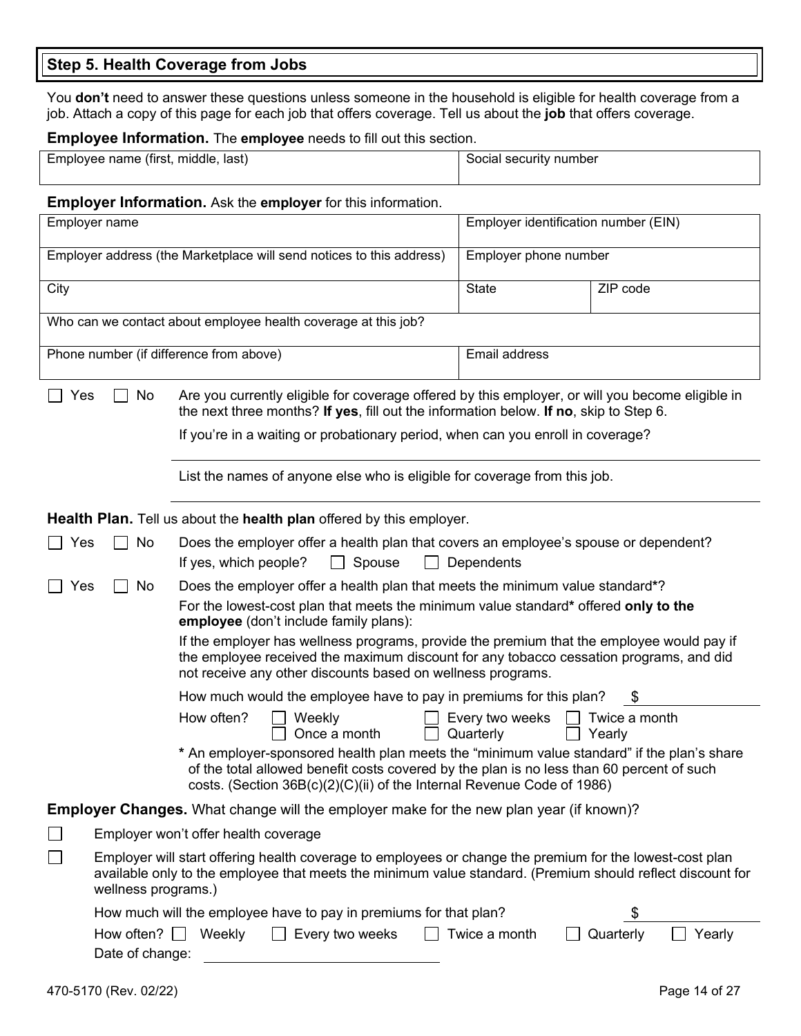## Step 5. Health Coverage from Jobs

You **don't** need to answer these questions unless someone in the household is eligible for health coverage from a job. Attach a copy of this page for each job that offers coverage. Tell us about the **job** that offers coverage.

**Employee Information.** The **employee** needs to fill out this section.

| Employee name (first, middle, last) | Social security number |
|---|---|
| | |

**Employer Information.** Ask the **employer** for this information.

| Employer name | | Employer identification number (EIN) | |
|---|---|---|---|
| Employer address (the Marketplace will send notices to this address) | | Employer phone number | |
| City | | State | ZIP code |
| Who can we contact about employee health coverage at this job? | | | |
| Phone number (if difference from above) | | Email address | |

☐ Yes ☐ No Are you currently eligible for coverage offered by this employer, or will you become eligible in the next three months? **If yes**, fill out the information below. **If no**, skip to Step 6.

If you're in a waiting or probationary period, when can you enroll in coverage?

_______________________________________________

List the names of anyone else who is eligible for coverage from this job.

_______________________________________________

**Health Plan.** Tell us about the **health plan** offered by this employer.

☐ Yes ☐ No Does the employer offer a health plan that covers an employee's spouse or dependent?

If yes, which people? ☐ Spouse ☐ Dependents

☐ Yes ☐ No Does the employer offer a health plan that meets the minimum value standard*?

For the lowest-cost plan that meets the minimum value standard* offered **only to the employee** (don't include family plans):

If the employer has wellness programs, provide the premium that the employee would pay if the employee received the maximum discount for any tobacco cessation programs, and did not receive any other discounts based on wellness programs.

How much would the employee have to pay in premiums for this plan? $ ____________

How often? ☐ Weekly ☐ Every two weeks ☐ Twice a month ☐ Once a month ☐ Quarterly ☐ Yearly

* An employer-sponsored health plan meets the "minimum value standard" if the plan's share of the total allowed benefit costs covered by the plan is no less than 60 percent of such costs. (Section 36B(c)(2)(C)(ii) of the Internal Revenue Code of 1986)

**Employer Changes.** What change will the employer make for the new plan year (if known)?

☐ Employer won't offer health coverage

☐ Employer will start offering health coverage to employees or change the premium for the lowest-cost plan available only to the employee that meets the minimum value standard. (Premium should reflect discount for wellness programs.)

How much will the employee have to pay in premiums for that plan? $ ____________

How often? ☐ Weekly ☐ Every two weeks ☐ Twice a month ☐ Quarterly ☐ Yearly

Date of change: ____________________

470-5170 (Rev. 02/22)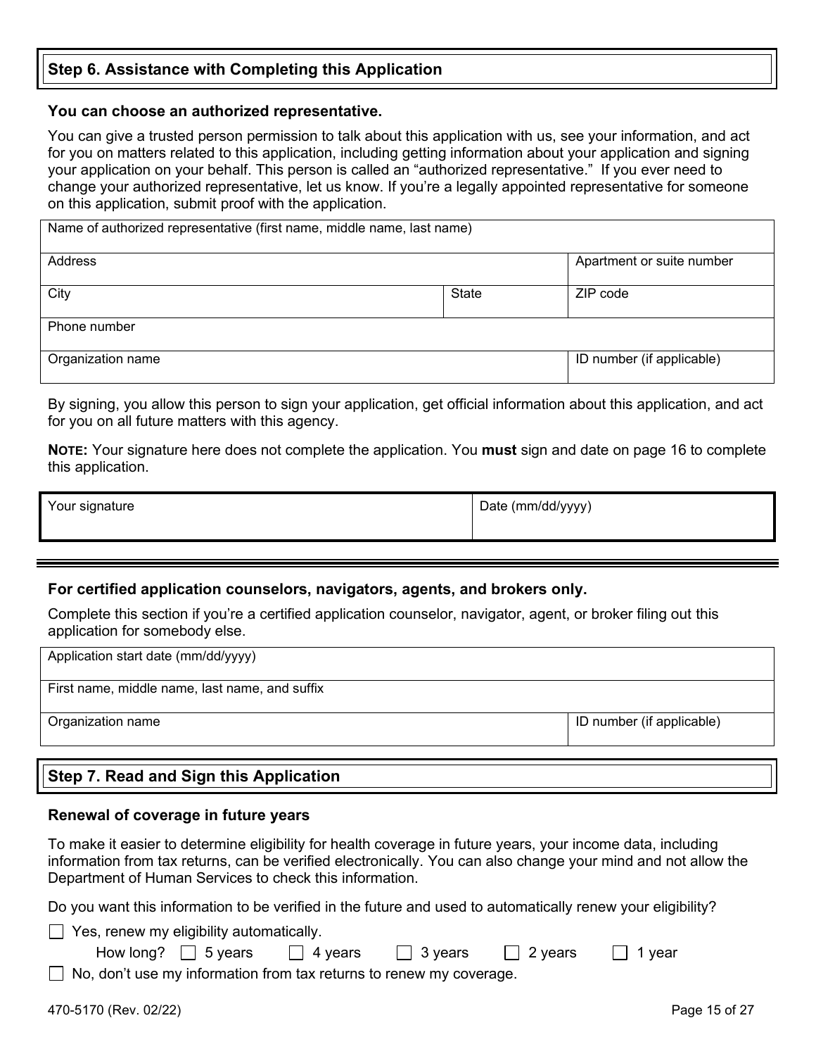## Step 6. Assistance with Completing this Application

**You can choose an authorized representative.**

You can give a trusted person permission to talk about this application with us, see your information, and act for you on matters related to this application, including getting information about your application and signing your application on your behalf. This person is called an "authorized representative." If you ever need to change your authorized representative, let us know. If you're a legally appointed representative for someone on this application, submit proof with the application.

| Name of authorized representative (first name, middle name, last name) | | |
|---|---|---|
| Address | | Apartment or suite number |
| City | State | ZIP code |
| Phone number | | |
| Organization name | | ID number (if applicable) |

By signing, you allow this person to sign your application, get official information about this application, and act for you on all future matters with this agency.

**NOTE:** Your signature here does not complete the application. You **must** sign and date on page 16 to complete this application.

| Your signature | Date (mm/dd/yyyy) |
|---|---|
| | |

**For certified application counselors, navigators, agents, and brokers only.**

Complete this section if you're a certified application counselor, navigator, agent, or broker filing out this application for somebody else.

| Application start date (mm/dd/yyyy) | |
|---|---|
| First name, middle name, last name, and suffix | |
| Organization name | ID number (if applicable) |

## Step 7. Read and Sign this Application

**Renewal of coverage in future years**

To make it easier to determine eligibility for health coverage in future years, your income data, including information from tax returns, can be verified electronically. You can also change your mind and not allow the Department of Human Services to check this information.

Do you want this information to be verified in the future and used to automatically renew your eligibility?

☐ Yes, renew my eligibility automatically.

How long? ☐ 5 years ☐ 4 years ☐ 3 years ☐ 2 years ☐ 1 year

☐ No, don't use my information from tax returns to renew my coverage.

470-5170 (Rev. 02/22)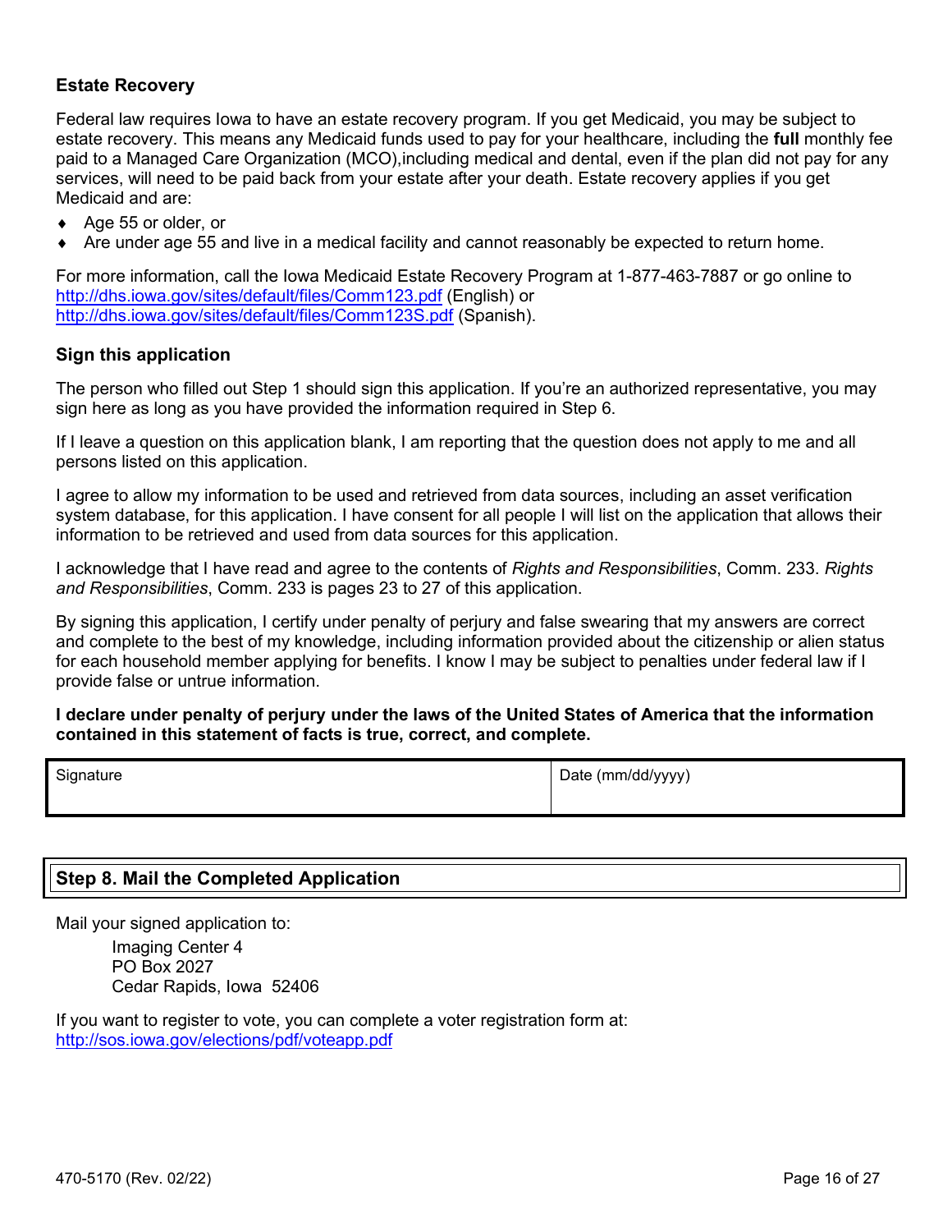### Estate Recovery

Federal law requires Iowa to have an estate recovery program. If you get Medicaid, you may be subject to estate recovery. This means any Medicaid funds used to pay for your healthcare, including the **full** monthly fee paid to a Managed Care Organization (MCO),including medical and dental, even if the plan did not pay for any services, will need to be paid back from your estate after your death. Estate recovery applies if you get Medicaid and are:

- Age 55 or older, or
- Are under age 55 and live in a medical facility and cannot reasonably be expected to return home.

For more information, call the Iowa Medicaid Estate Recovery Program at 1-877-463-7887 or go online to http://dhs.iowa.gov/sites/default/files/Comm123.pdf (English) or http://dhs.iowa.gov/sites/default/files/Comm123S.pdf (Spanish).

### Sign this application

The person who filled out Step 1 should sign this application. If you're an authorized representative, you may sign here as long as you have provided the information required in Step 6.

If I leave a question on this application blank, I am reporting that the question does not apply to me and all persons listed on this application.

I agree to allow my information to be used and retrieved from data sources, including an asset verification system database, for this application. I have consent for all people I will list on the application that allows their information to be retrieved and used from data sources for this application.

I acknowledge that I have read and agree to the contents of *Rights and Responsibilities*, Comm. 233. *Rights and Responsibilities*, Comm. 233 is pages 23 to 27 of this application.

By signing this application, I certify under penalty of perjury and false swearing that my answers are correct and complete to the best of my knowledge, including information provided about the citizenship or alien status for each household member applying for benefits. I know I may be subject to penalties under federal law if I provide false or untrue information.

**I declare under penalty of perjury under the laws of the United States of America that the information contained in this statement of facts is true, correct, and complete.**

| Signature | Date (mm/dd/yyyy) |
|---|---|
| | |

## Step 8. Mail the Completed Application

Mail your signed application to:

Imaging Center 4
PO Box 2027
Cedar Rapids, Iowa 52406

If you want to register to vote, you can complete a voter registration form at: http://sos.iowa.gov/elections/pdf/voteapp.pdf

470-5170 (Rev. 02/22)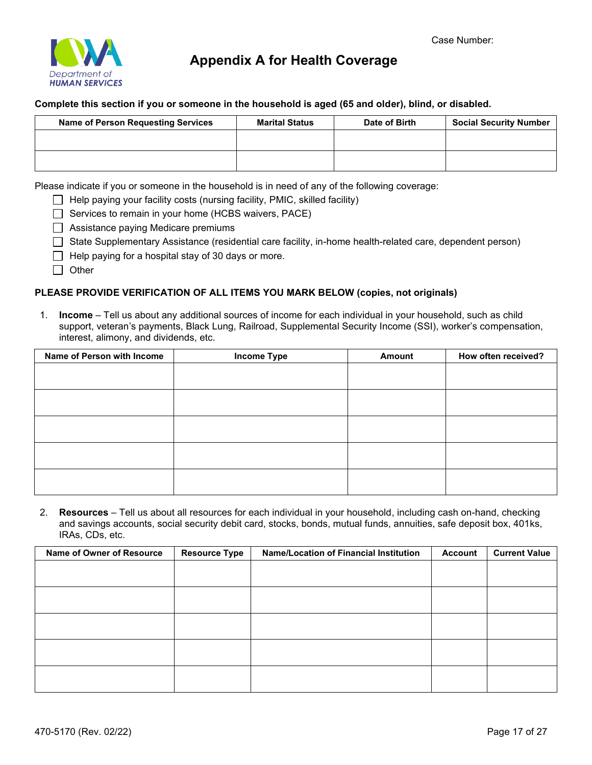Case Number:

Iowa Department of HUMAN SERVICES

# Appendix A for Health Coverage

**Complete this section if you or someone in the household is aged (65 and older), blind, or disabled.**

| Name of Person Requesting Services | Marital Status | Date of Birth | Social Security Number |
|---|---|---|---|
| | | | |
| | | | |

Please indicate if you or someone in the household is in need of any of the following coverage:

- ☐ Help paying your facility costs (nursing facility, PMIC, skilled facility)
- ☐ Services to remain in your home (HCBS waivers, PACE)
- ☐ Assistance paying Medicare premiums
- ☐ State Supplementary Assistance (residential care facility, in-home health-related care, dependent person)
- ☐ Help paying for a hospital stay of 30 days or more.
- ☐ Other

**PLEASE PROVIDE VERIFICATION OF ALL ITEMS YOU MARK BELOW (copies, not originals)**

1. **Income** – Tell us about any additional sources of income for each individual in your household, such as child support, veteran's payments, Black Lung, Railroad, Supplemental Security Income (SSI), worker's compensation, interest, alimony, and dividends, etc.

| Name of Person with Income | Income Type | Amount | How often received? |
|---|---|---|---|
| | | | |
| | | | |
| | | | |
| | | | |
| | | | |

2. **Resources** – Tell us about all resources for each individual in your household, including cash on-hand, checking and savings accounts, social security debit card, stocks, bonds, mutual funds, annuities, safe deposit box, 401ks, IRAs, CDs, etc.

| Name of Owner of Resource | Resource Type | Name/Location of Financial Institution | Account | Current Value |
|---|---|---|---|---|
| | | | | |
| | | | | |
| | | | | |
| | | | | |
| | | | | |

470-5170 (Rev. 02/22)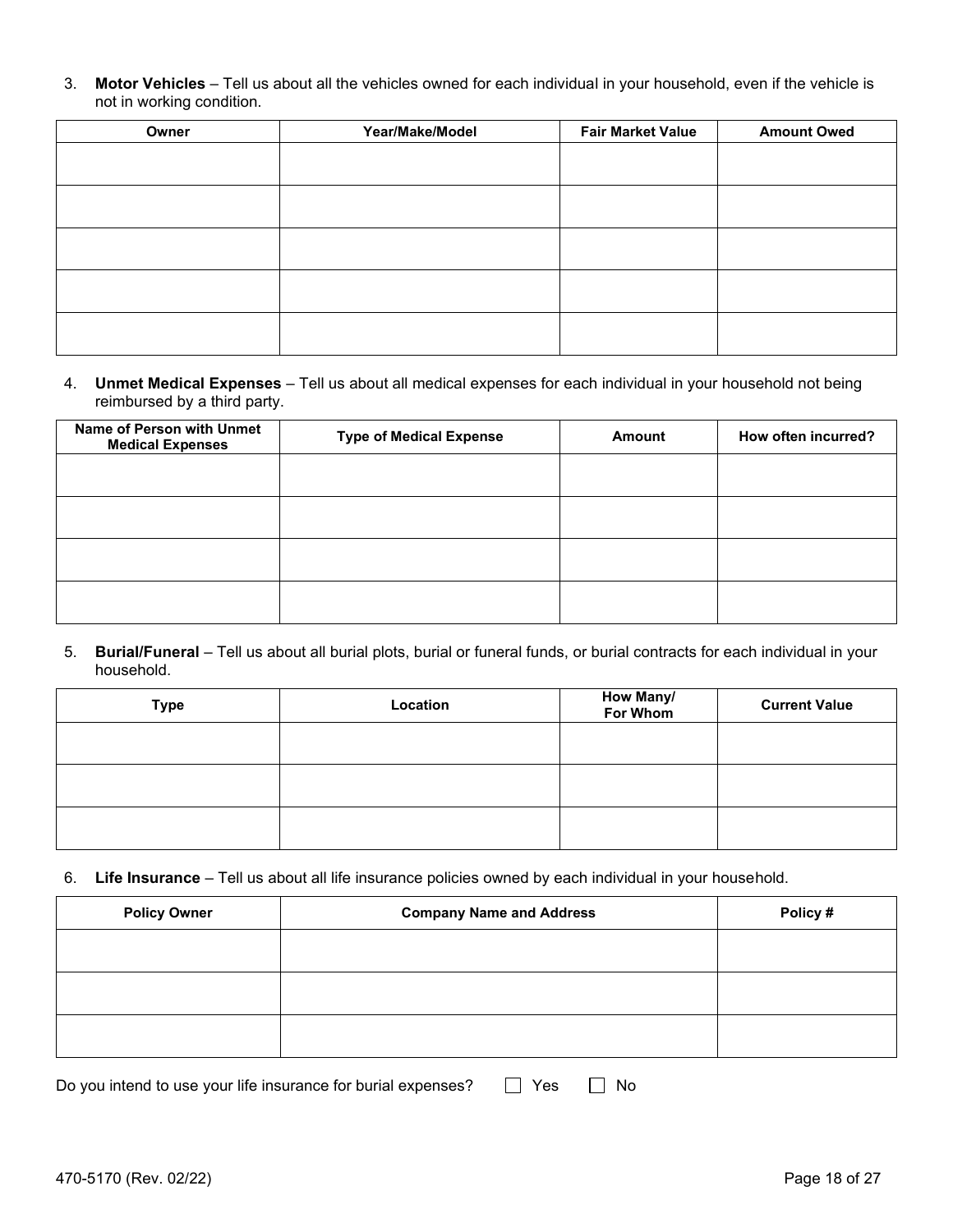3. **Motor Vehicles** – Tell us about all the vehicles owned for each individual in your household, even if the vehicle is not in working condition.

| Owner | Year/Make/Model | Fair Market Value | Amount Owed |
|---|---|---|---|
| | | | |
| | | | |
| | | | |
| | | | |
| | | | |

4. **Unmet Medical Expenses** – Tell us about all medical expenses for each individual in your household not being reimbursed by a third party.

| Name of Person with Unmet Medical Expenses | Type of Medical Expense | Amount | How often incurred? |
|---|---|---|---|
| | | | |
| | | | |
| | | | |
| | | | |

5. **Burial/Funeral** – Tell us about all burial plots, burial or funeral funds, or burial contracts for each individual in your household.

| Type | Location | How Many/ For Whom | Current Value |
|---|---|---|---|
| | | | |
| | | | |
| | | | |

6. **Life Insurance** – Tell us about all life insurance policies owned by each individual in your household.

| Policy Owner | Company Name and Address | Policy # |
|---|---|---|
| | | |
| | | |
| | | |

Do you intend to use your life insurance for burial expenses? ☐ Yes ☐ No

470-5170 (Rev. 02/22)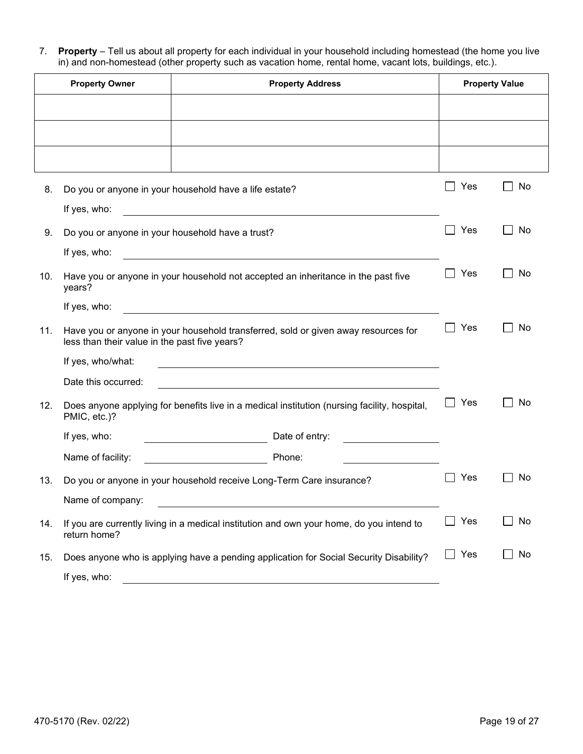7. **Property** – Tell us about all property for each individual in your household including homestead (the home you live in) and non-homestead (other property such as vacation home, rental home, vacant lots, buildings, etc.).

| Property Owner | Property Address | Property Value |
|---|---|---|
| | | |
| | | |
| | | |

8. Do you or anyone in your household have a life estate? ☐ Yes ☐ No

   If yes, who: ______________________________

9. Do you or anyone in your household have a trust? ☐ Yes ☐ No

   If yes, who: ______________________________

10. Have you or anyone in your household not accepted an inheritance in the past five years? ☐ Yes ☐ No

    If yes, who: ______________________________

11. Have you or anyone in your household transferred, sold or given away resources for less than their value in the past five years? ☐ Yes ☐ No

    If yes, who/what: ______________________________

    Date this occurred: ______________________________

12. Does anyone applying for benefits live in a medical institution (nursing facility, hospital, PMIC, etc.)? ☐ Yes ☐ No

    If yes, who: ______________ Date of entry: ______________

    Name of facility: ______________ Phone: ______________

13. Do you or anyone in your household receive Long-Term Care insurance? ☐ Yes ☐ No

    Name of company: ______________________________

14. If you are currently living in a medical institution and own your home, do you intend to return home? ☐ Yes ☐ No

15. Does anyone who is applying have a pending application for Social Security Disability? ☐ Yes ☐ No

    If yes, who: ______________________________

470-5170 (Rev. 02/22)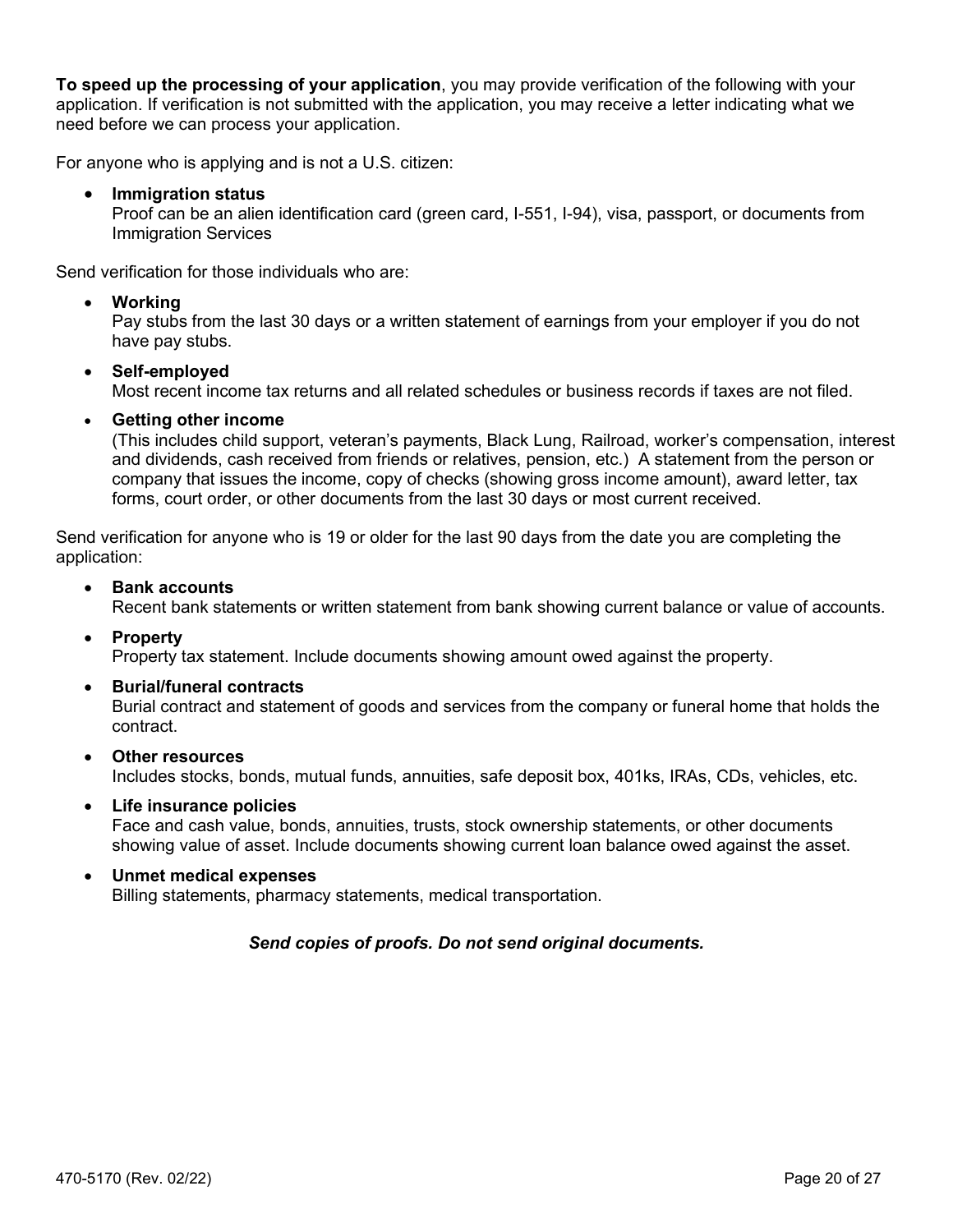**To speed up the processing of your application**, you may provide verification of the following with your application. If verification is not submitted with the application, you may receive a letter indicating what we need before we can process your application.

For anyone who is applying and is not a U.S. citizen:

- **Immigration status**
  Proof can be an alien identification card (green card, I-551, I-94), visa, passport, or documents from Immigration Services

Send verification for those individuals who are:

- **Working**
  Pay stubs from the last 30 days or a written statement of earnings from your employer if you do not have pay stubs.

- **Self-employed**
  Most recent income tax returns and all related schedules or business records if taxes are not filed.

- **Getting other income**
  (This includes child support, veteran's payments, Black Lung, Railroad, worker's compensation, interest and dividends, cash received from friends or relatives, pension, etc.) A statement from the person or company that issues the income, copy of checks (showing gross income amount), award letter, tax forms, court order, or other documents from the last 30 days or most current received.

Send verification for anyone who is 19 or older for the last 90 days from the date you are completing the application:

- **Bank accounts**
  Recent bank statements or written statement from bank showing current balance or value of accounts.

- **Property**
  Property tax statement. Include documents showing amount owed against the property.

- **Burial/funeral contracts**
  Burial contract and statement of goods and services from the company or funeral home that holds the contract.

- **Other resources**
  Includes stocks, bonds, mutual funds, annuities, safe deposit box, 401ks, IRAs, CDs, vehicles, etc.

- **Life insurance policies**
  Face and cash value, bonds, annuities, trusts, stock ownership statements, or other documents showing value of asset. Include documents showing current loan balance owed against the asset.

- **Unmet medical expenses**
  Billing statements, pharmacy statements, medical transportation.

***Send copies of proofs. Do not send original documents.***

470-5170 (Rev. 02/22)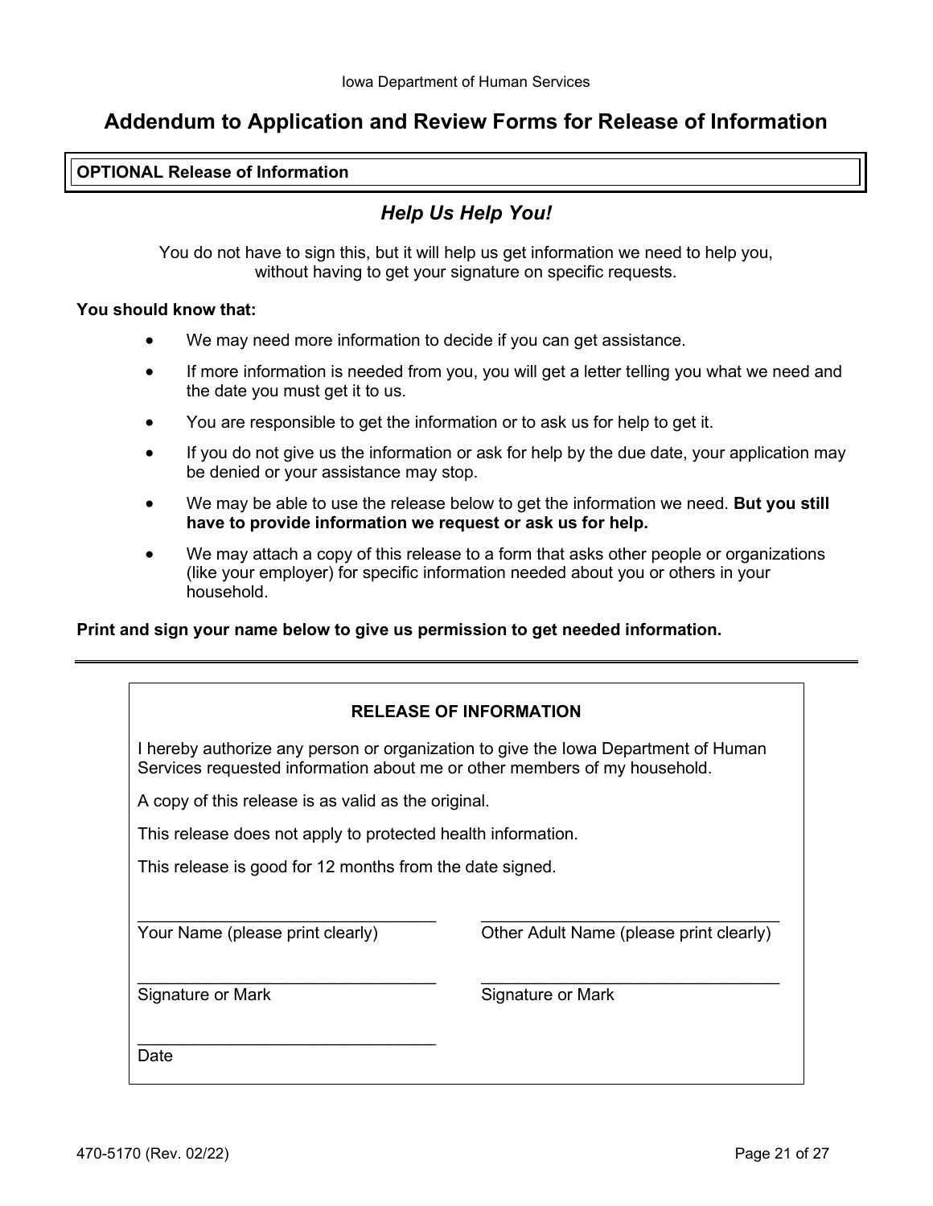Iowa Department of Human Services

# Addendum to Application and Review Forms for Release of Information

**OPTIONAL Release of Information**

## *Help Us Help You!*

You do not have to sign this, but it will help us get information we need to help you, without having to get your signature on specific requests.

**You should know that:**

- We may need more information to decide if you can get assistance.
- If more information is needed from you, you will get a letter telling you what we need and the date you must get it to us.
- You are responsible to get the information or to ask us for help to get it.
- If you do not give us the information or ask for help by the due date, your application may be denied or your assistance may stop.
- We may be able to use the release below to get the information we need. **But you still have to provide information we request or ask us for help.**
- We may attach a copy of this release to a form that asks other people or organizations (like your employer) for specific information needed about you or others in your household.

**Print and sign your name below to give us permission to get needed information.**

---

**RELEASE OF INFORMATION**

I hereby authorize any person or organization to give the Iowa Department of Human Services requested information about me or other members of my household.

A copy of this release is as valid as the original.

This release does not apply to protected health information.

This release is good for 12 months from the date signed.

| | |
|---|---|
| \_\_\_\_\_\_\_\_\_\_\_\_\_\_\_\_\_\_\_\_\_\_\_\_\_\_\_\_\_\_\_\_ | \_\_\_\_\_\_\_\_\_\_\_\_\_\_\_\_\_\_\_\_\_\_\_\_\_\_\_\_\_\_\_\_ |
| Your Name (please print clearly) | Other Adult Name (please print clearly) |
| \_\_\_\_\_\_\_\_\_\_\_\_\_\_\_\_\_\_\_\_\_\_\_\_\_\_\_\_\_\_\_\_ | \_\_\_\_\_\_\_\_\_\_\_\_\_\_\_\_\_\_\_\_\_\_\_\_\_\_\_\_\_\_\_\_ |
| Signature or Mark | Signature or Mark |
| \_\_\_\_\_\_\_\_\_\_\_\_\_\_\_\_\_\_\_\_\_\_\_\_\_\_\_\_\_\_\_\_ | |
| Date | |

470-5170 (Rev. 02/22)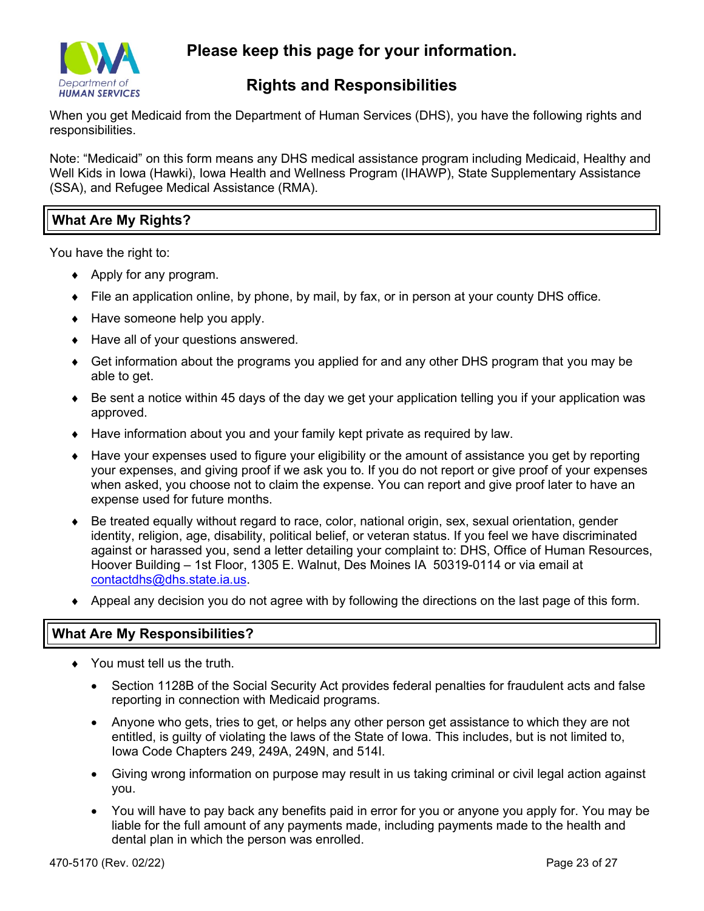# Please keep this page for your information.

## Rights and Responsibilities

When you get Medicaid from the Department of Human Services (DHS), you have the following rights and responsibilities.

Note: "Medicaid" on this form means any DHS medical assistance program including Medicaid, Healthy and Well Kids in Iowa (Hawki), Iowa Health and Wellness Program (IHAWP), State Supplementary Assistance (SSA), and Refugee Medical Assistance (RMA).

### What Are My Rights?

You have the right to:

- Apply for any program.
- File an application online, by phone, by mail, by fax, or in person at your county DHS office.
- Have someone help you apply.
- Have all of your questions answered.
- Get information about the programs you applied for and any other DHS program that you may be able to get.
- Be sent a notice within 45 days of the day we get your application telling you if your application was approved.
- Have information about you and your family kept private as required by law.
- Have your expenses used to figure your eligibility or the amount of assistance you get by reporting your expenses, and giving proof if we ask you to. If you do not report or give proof of your expenses when asked, you choose not to claim the expense. You can report and give proof later to have an expense used for future months.
- Be treated equally without regard to race, color, national origin, sex, sexual orientation, gender identity, religion, age, disability, political belief, or veteran status. If you feel we have discriminated against or harassed you, send a letter detailing your complaint to: DHS, Office of Human Resources, Hoover Building – 1st Floor, 1305 E. Walnut, Des Moines IA 50319-0114 or via email at contactdhs@dhs.state.ia.us.
- Appeal any decision you do not agree with by following the directions on the last page of this form.

### What Are My Responsibilities?

- You must tell us the truth.
  - Section 1128B of the Social Security Act provides federal penalties for fraudulent acts and false reporting in connection with Medicaid programs.
  - Anyone who gets, tries to get, or helps any other person get assistance to which they are not entitled, is guilty of violating the laws of the State of Iowa. This includes, but is not limited to, Iowa Code Chapters 249, 249A, 249N, and 514I.
  - Giving wrong information on purpose may result in us taking criminal or civil legal action against you.
  - You will have to pay back any benefits paid in error for you or anyone you apply for. You may be liable for the full amount of any payments made, including payments made to the health and dental plan in which the person was enrolled.

470-5170 (Rev. 02/22)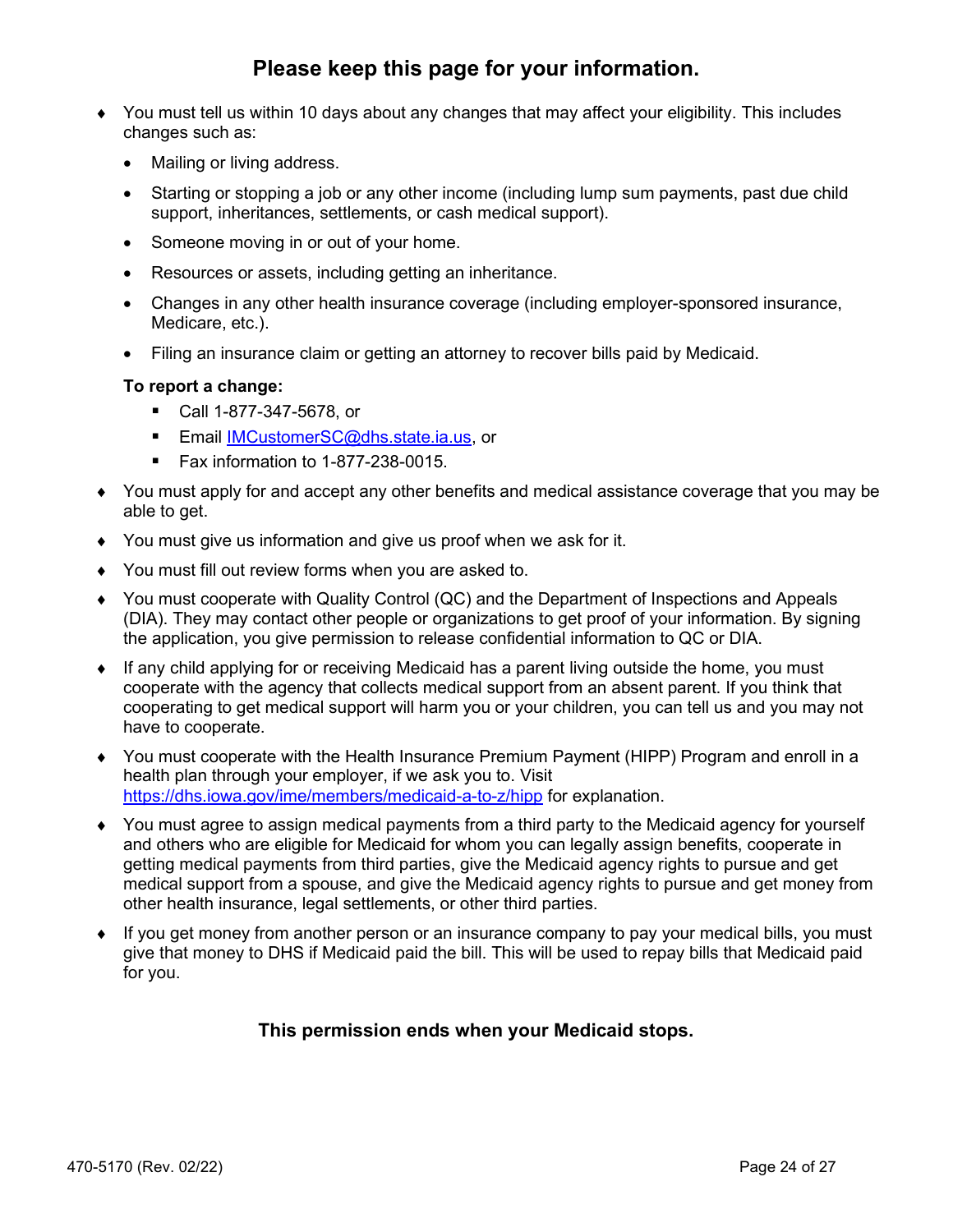## Please keep this page for your information.

- You must tell us within 10 days about any changes that may affect your eligibility. This includes changes such as:
  - Mailing or living address.
  - Starting or stopping a job or any other income (including lump sum payments, past due child support, inheritances, settlements, or cash medical support).
  - Someone moving in or out of your home.
  - Resources or assets, including getting an inheritance.
  - Changes in any other health insurance coverage (including employer-sponsored insurance, Medicare, etc.).
  - Filing an insurance claim or getting an attorney to recover bills paid by Medicaid.

  **To report a change:**
  - Call 1-877-347-5678, or
  - Email [IMCustomerSC@dhs.state.ia.us](mailto:IMCustomerSC@dhs.state.ia.us), or
  - Fax information to 1-877-238-0015.
- You must apply for and accept any other benefits and medical assistance coverage that you may be able to get.
- You must give us information and give us proof when we ask for it.
- You must fill out review forms when you are asked to.
- You must cooperate with Quality Control (QC) and the Department of Inspections and Appeals (DIA). They may contact other people or organizations to get proof of your information. By signing the application, you give permission to release confidential information to QC or DIA.
- If any child applying for or receiving Medicaid has a parent living outside the home, you must cooperate with the agency that collects medical support from an absent parent. If you think that cooperating to get medical support will harm you or your children, you can tell us and you may not have to cooperate.
- You must cooperate with the Health Insurance Premium Payment (HIPP) Program and enroll in a health plan through your employer, if we ask you to. Visit [https://dhs.iowa.gov/ime/members/medicaid-a-to-z/hipp](https://dhs.iowa.gov/ime/members/medicaid-a-to-z/hipp) for explanation.
- You must agree to assign medical payments from a third party to the Medicaid agency for yourself and others who are eligible for Medicaid for whom you can legally assign benefits, cooperate in getting medical payments from third parties, give the Medicaid agency rights to pursue and get medical support from a spouse, and give the Medicaid agency rights to pursue and get money from other health insurance, legal settlements, or other third parties.
- If you get money from another person or an insurance company to pay your medical bills, you must give that money to DHS if Medicaid paid the bill. This will be used to repay bills that Medicaid paid for you.

**This permission ends when your Medicaid stops.**

470-5170 (Rev. 02/22)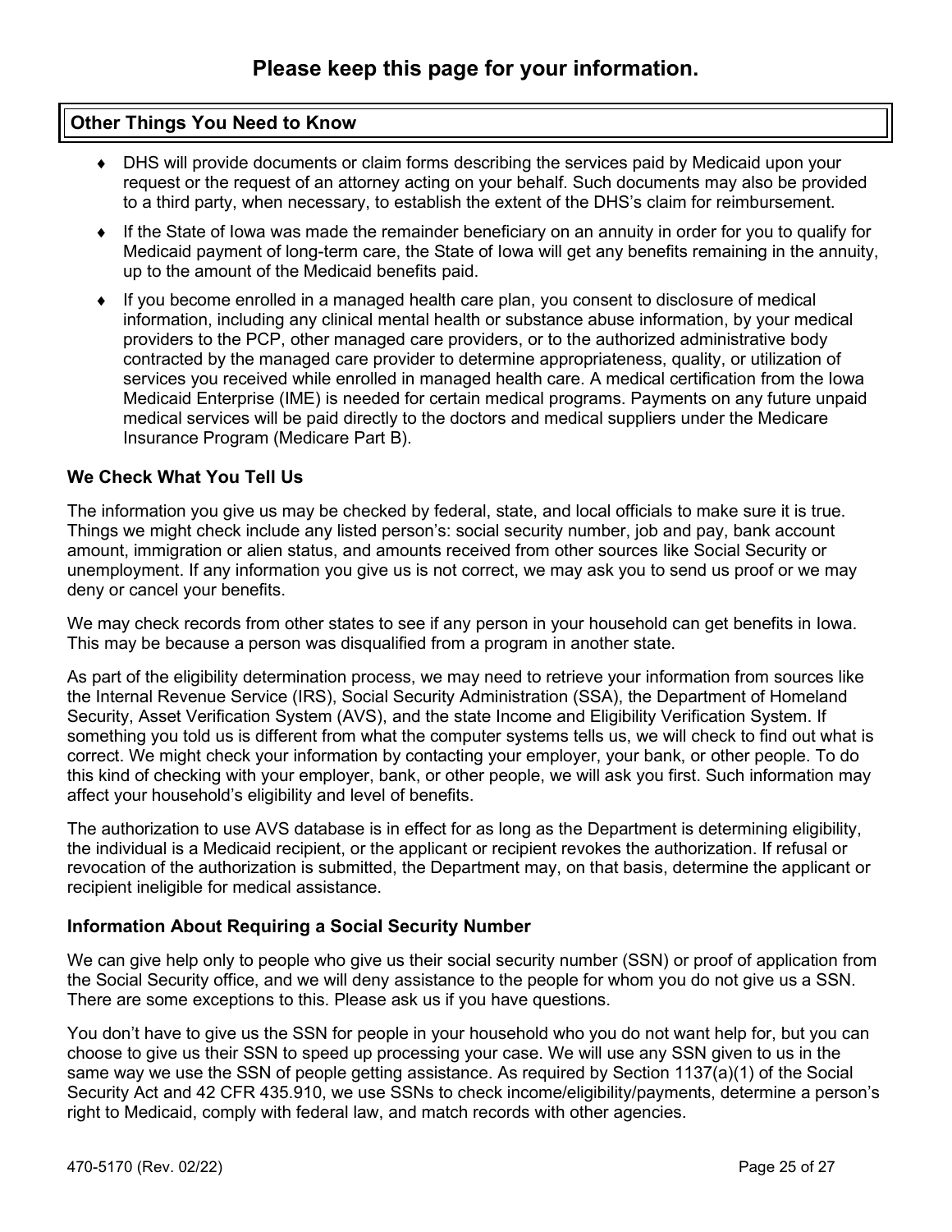# Please keep this page for your information.

## Other Things You Need to Know

- DHS will provide documents or claim forms describing the services paid by Medicaid upon your request or the request of an attorney acting on your behalf. Such documents may also be provided to a third party, when necessary, to establish the extent of the DHS's claim for reimbursement.
- If the State of Iowa was made the remainder beneficiary on an annuity in order for you to qualify for Medicaid payment of long-term care, the State of Iowa will get any benefits remaining in the annuity, up to the amount of the Medicaid benefits paid.
- If you become enrolled in a managed health care plan, you consent to disclosure of medical information, including any clinical mental health or substance abuse information, by your medical providers to the PCP, other managed care providers, or to the authorized administrative body contracted by the managed care provider to determine appropriateness, quality, or utilization of services you received while enrolled in managed health care. A medical certification from the Iowa Medicaid Enterprise (IME) is needed for certain medical programs. Payments on any future unpaid medical services will be paid directly to the doctors and medical suppliers under the Medicare Insurance Program (Medicare Part B).

### We Check What You Tell Us

The information you give us may be checked by federal, state, and local officials to make sure it is true. Things we might check include any listed person's: social security number, job and pay, bank account amount, immigration or alien status, and amounts received from other sources like Social Security or unemployment. If any information you give us is not correct, we may ask you to send us proof or we may deny or cancel your benefits.

We may check records from other states to see if any person in your household can get benefits in Iowa. This may be because a person was disqualified from a program in another state.

As part of the eligibility determination process, we may need to retrieve your information from sources like the Internal Revenue Service (IRS), Social Security Administration (SSA), the Department of Homeland Security, Asset Verification System (AVS), and the state Income and Eligibility Verification System. If something you told us is different from what the computer systems tells us, we will check to find out what is correct. We might check your information by contacting your employer, your bank, or other people. To do this kind of checking with your employer, bank, or other people, we will ask you first. Such information may affect your household's eligibility and level of benefits.

The authorization to use AVS database is in effect for as long as the Department is determining eligibility, the individual is a Medicaid recipient, or the applicant or recipient revokes the authorization. If refusal or revocation of the authorization is submitted, the Department may, on that basis, determine the applicant or recipient ineligible for medical assistance.

### Information About Requiring a Social Security Number

We can give help only to people who give us their social security number (SSN) or proof of application from the Social Security office, and we will deny assistance to the people for whom you do not give us a SSN. There are some exceptions to this. Please ask us if you have questions.

You don't have to give us the SSN for people in your household who you do not want help for, but you can choose to give us their SSN to speed up processing your case. We will use any SSN given to us in the same way we use the SSN of people getting assistance. As required by Section 1137(a)(1) of the Social Security Act and 42 CFR 435.910, we use SSNs to check income/eligibility/payments, determine a person's right to Medicaid, comply with federal law, and match records with other agencies.

470-5170 (Rev. 02/22)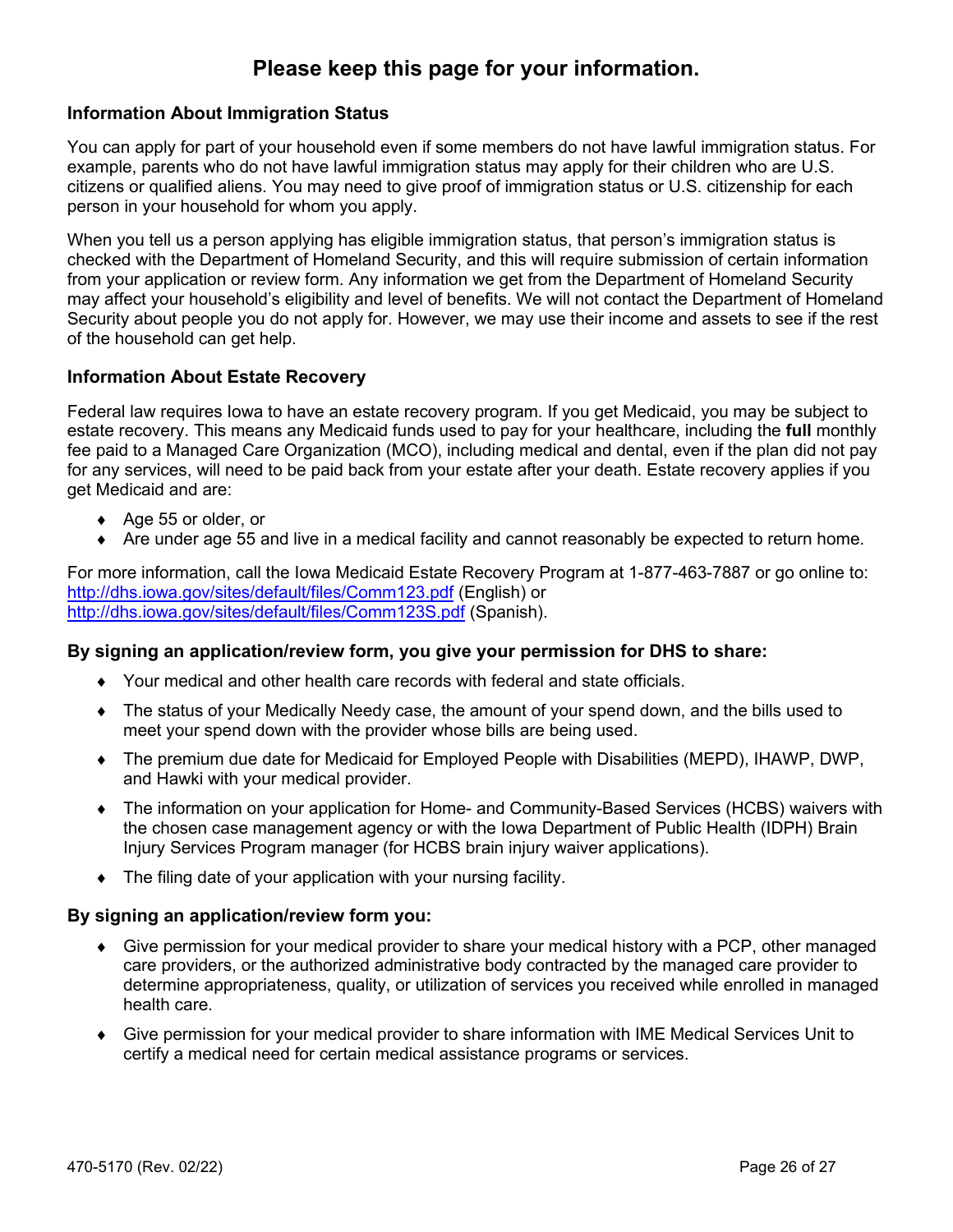# Please keep this page for your information.

**Information About Immigration Status**

You can apply for part of your household even if some members do not have lawful immigration status. For example, parents who do not have lawful immigration status may apply for their children who are U.S. citizens or qualified aliens. You may need to give proof of immigration status or U.S. citizenship for each person in your household for whom you apply.

When you tell us a person applying has eligible immigration status, that person's immigration status is checked with the Department of Homeland Security, and this will require submission of certain information from your application or review form. Any information we get from the Department of Homeland Security may affect your household's eligibility and level of benefits. We will not contact the Department of Homeland Security about people you do not apply for. However, we may use their income and assets to see if the rest of the household can get help.

**Information About Estate Recovery**

Federal law requires Iowa to have an estate recovery program. If you get Medicaid, you may be subject to estate recovery. This means any Medicaid funds used to pay for your healthcare, including the **full** monthly fee paid to a Managed Care Organization (MCO), including medical and dental, even if the plan did not pay for any services, will need to be paid back from your estate after your death. Estate recovery applies if you get Medicaid and are:

- Age 55 or older, or
- Are under age 55 and live in a medical facility and cannot reasonably be expected to return home.

For more information, call the Iowa Medicaid Estate Recovery Program at 1-877-463-7887 or go online to: http://dhs.iowa.gov/sites/default/files/Comm123.pdf (English) or http://dhs.iowa.gov/sites/default/files/Comm123S.pdf (Spanish).

**By signing an application/review form, you give your permission for DHS to share:**

- Your medical and other health care records with federal and state officials.
- The status of your Medically Needy case, the amount of your spend down, and the bills used to meet your spend down with the provider whose bills are being used.
- The premium due date for Medicaid for Employed People with Disabilities (MEPD), IHAWP, DWP, and Hawki with your medical provider.
- The information on your application for Home- and Community-Based Services (HCBS) waivers with the chosen case management agency or with the Iowa Department of Public Health (IDPH) Brain Injury Services Program manager (for HCBS brain injury waiver applications).
- The filing date of your application with your nursing facility.

**By signing an application/review form you:**

- Give permission for your medical provider to share your medical history with a PCP, other managed care providers, or the authorized administrative body contracted by the managed care provider to determine appropriateness, quality, or utilization of services you received while enrolled in managed health care.
- Give permission for your medical provider to share information with IME Medical Services Unit to certify a medical need for certain medical assistance programs or services.

470-5170 (Rev. 02/22)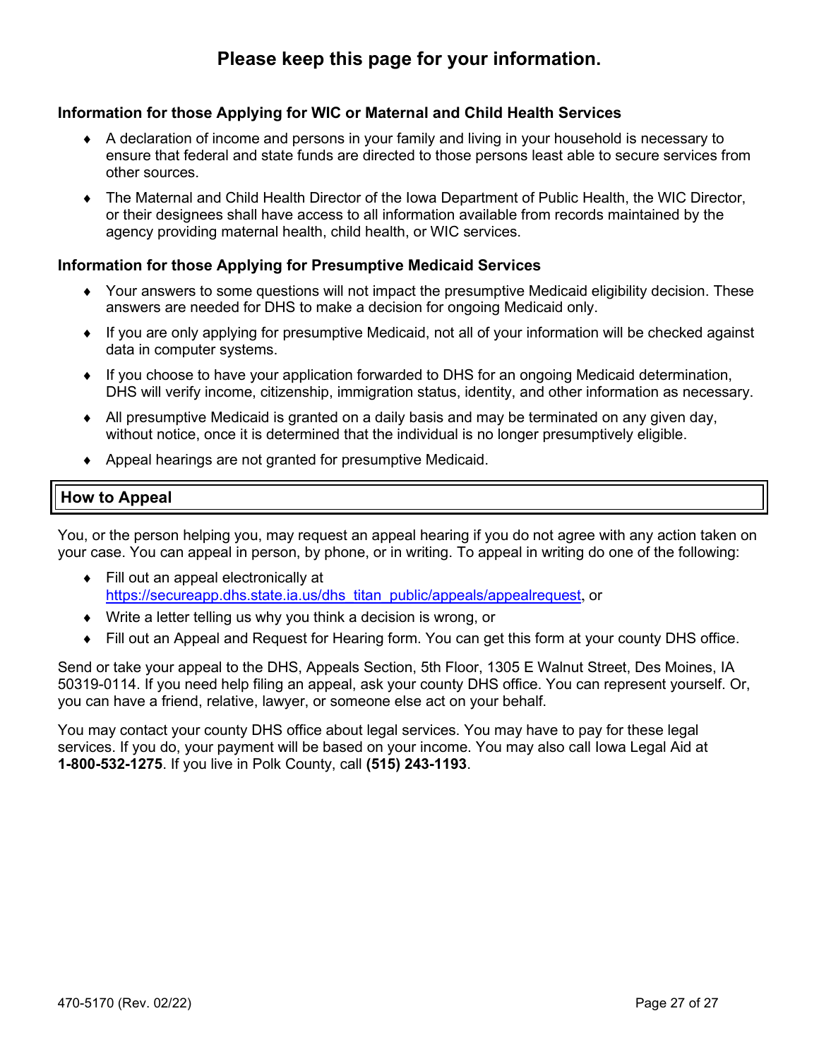# Please keep this page for your information.

### Information for those Applying for WIC or Maternal and Child Health Services

- A declaration of income and persons in your family and living in your household is necessary to ensure that federal and state funds are directed to those persons least able to secure services from other sources.
- The Maternal and Child Health Director of the Iowa Department of Public Health, the WIC Director, or their designees shall have access to all information available from records maintained by the agency providing maternal health, child health, or WIC services.

### Information for those Applying for Presumptive Medicaid Services

- Your answers to some questions will not impact the presumptive Medicaid eligibility decision. These answers are needed for DHS to make a decision for ongoing Medicaid only.
- If you are only applying for presumptive Medicaid, not all of your information will be checked against data in computer systems.
- If you choose to have your application forwarded to DHS for an ongoing Medicaid determination, DHS will verify income, citizenship, immigration status, identity, and other information as necessary.
- All presumptive Medicaid is granted on a daily basis and may be terminated on any given day, without notice, once it is determined that the individual is no longer presumptively eligible.
- Appeal hearings are not granted for presumptive Medicaid.

## How to Appeal

You, or the person helping you, may request an appeal hearing if you do not agree with any action taken on your case. You can appeal in person, by phone, or in writing. To appeal in writing do one of the following:

- Fill out an appeal electronically at https://secureapp.dhs.state.ia.us/dhs_titan_public/appeals/appealrequest, or
- Write a letter telling us why you think a decision is wrong, or
- Fill out an Appeal and Request for Hearing form. You can get this form at your county DHS office.

Send or take your appeal to the DHS, Appeals Section, 5th Floor, 1305 E Walnut Street, Des Moines, IA 50319-0114. If you need help filing an appeal, ask your county DHS office. You can represent yourself. Or, you can have a friend, relative, lawyer, or someone else act on your behalf.

You may contact your county DHS office about legal services. You may have to pay for these legal services. If you do, your payment will be based on your income. You may also call Iowa Legal Aid at **1-800-532-1275**. If you live in Polk County, call **(515) 243-1193**.

470-5170 (Rev. 02/22)